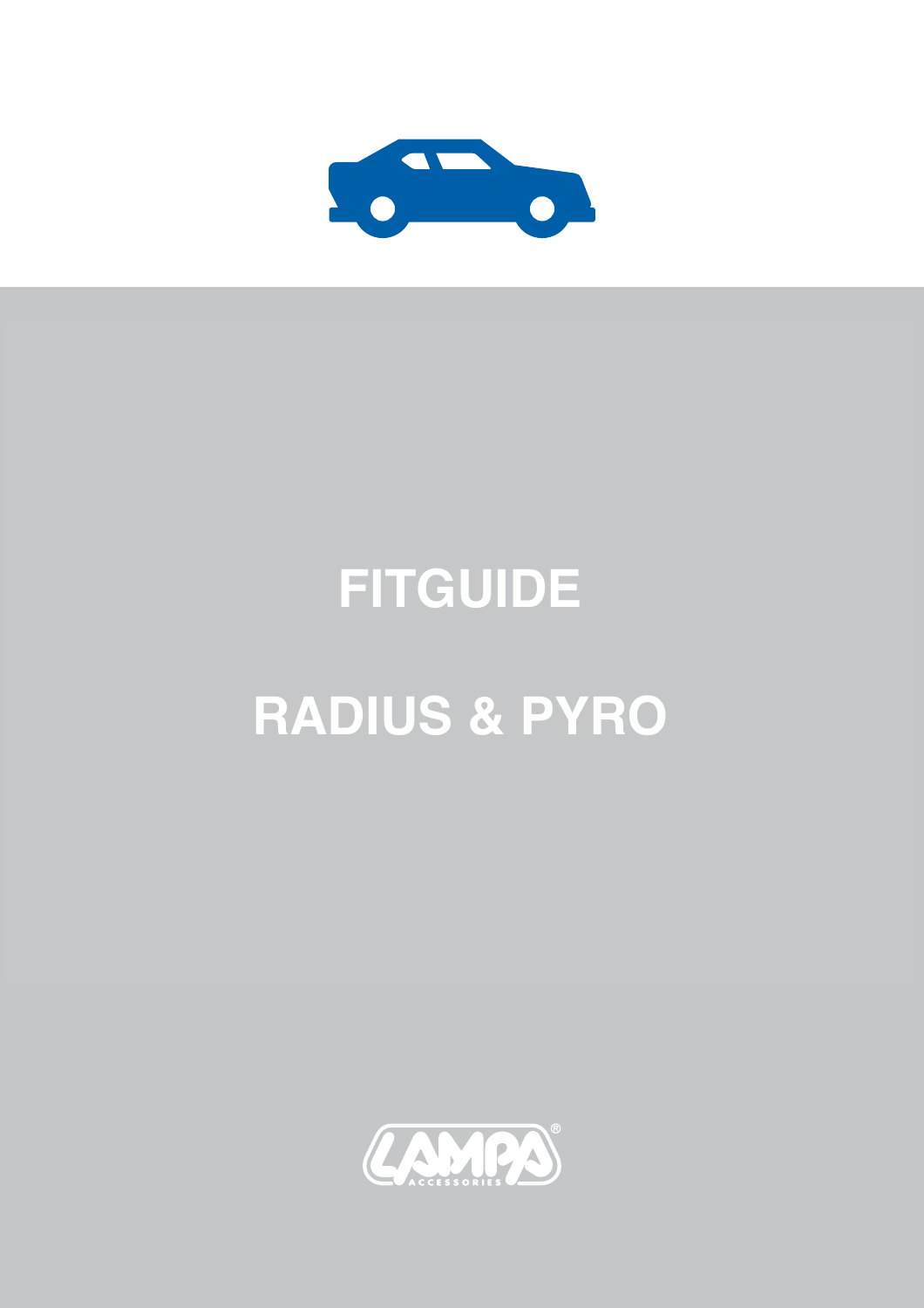# FITGUIDE

# RADIUS & PYRO

LAMPA ACCESSORIES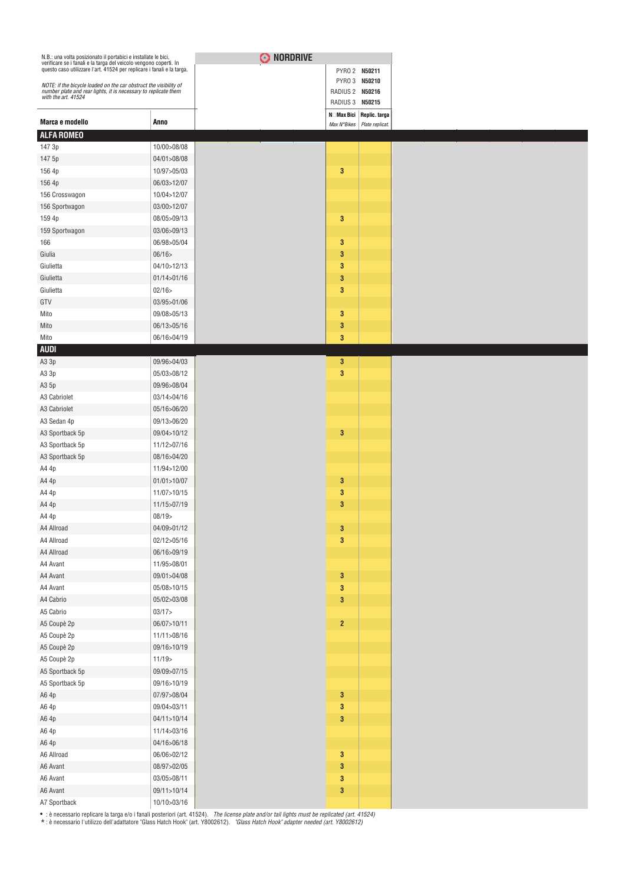N.B.: una volta posizionato il portabici e installate le bici, verificare se i fanali e la targa del veicolo vengono coperti. In questo caso utilizzare l'art. 41524 per replicare i fanali e la targa.

*NOTE: if the bicycle loaded on the car obstruct the visibility of number plate and rear lights, it is necessary to replicate them with the art. 41524*

**NORDRIVE**

PYRO 2 **N50211**
PYRO 3 **N50210**
RADIUS 2 **N50216**
RADIUS 3 **N50215**

| Marca e modello | Anno | N° Max Bici *Max N°Bikes* | Replic. targa *Plate replicat.* |
|---|---|---|---|
| **ALFA ROMEO** | | | |
| 147 3p | 10/00>08/08 | | |
| 147 5p | 04/01>08/08 | | |
| 156 4p | 10/97>05/03 | 3 | |
| 156 4p | 06/03>12/07 | | |
| 156 Crosswagon | 10/04>12/07 | | |
| 156 Sportwagon | 03/00>12/07 | | |
| 159 4p | 08/05>09/13 | 3 | |
| 159 Sportwagon | 03/06>09/13 | | |
| 166 | 06/98>05/04 | 3 | |
| Giulia | 06/16> | 3 | |
| Giulietta | 04/10>12/13 | 3 | |
| Giulietta | 01/14>01/16 | 3 | |
| Giulietta | 02/16> | 3 | |
| GTV | 03/95>01/06 | | |
| Mito | 09/08>05/13 | 3 | |
| Mito | 06/13>05/16 | 3 | |
| Mito | 06/16>04/19 | 3 | |
| **AUDI** | | | |
| A3 3p | 09/96>04/03 | 3 | |
| A3 3p | 05/03>08/12 | 3 | |
| A3 5p | 09/96>08/04 | | |
| A3 Cabriolet | 03/14>04/16 | | |
| A3 Cabriolet | 05/16>06/20 | | |
| A3 Sedan 4p | 09/13>06/20 | | |
| A3 Sportback 5p | 09/04>10/12 | 3 | |
| A3 Sportback 5p | 11/12>07/16 | | |
| A3 Sportback 5p | 08/16>04/20 | | |
| A4 4p | 11/94>12/00 | | |
| A4 4p | 01/01>10/07 | 3 | |
| A4 4p | 11/07>10/15 | 3 | |
| A4 4p | 11/15>07/19 | 3 | |
| A4 4p | 08/19> | | |
| A4 Allroad | 04/09>01/12 | 3 | |
| A4 Allroad | 02/12>05/16 | 3 | |
| A4 Allroad | 06/16>09/19 | | |
| A4 Avant | 11/95>08/01 | | |
| A4 Avant | 09/01>04/08 | 3 | |
| A4 Avant | 05/08>10/15 | 3 | |
| A4 Cabrio | 05/02>03/08 | 3 | |
| A5 Cabrio | 03/17> | | |
| A5 Coupè 2p | 06/07>10/11 | 2 | |
| A5 Coupè 2p | 11/11>08/16 | | |
| A5 Coupè 2p | 09/16>10/19 | | |
| A5 Coupè 2p | 11/19> | | |
| A5 Sportback 5p | 09/09>07/15 | | |
| A5 Sportback 5p | 09/16>10/19 | | |
| A6 4p | 07/97>08/04 | 3 | |
| A6 4p | 09/04>03/11 | 3 | |
| A6 4p | 04/11>10/14 | 3 | |
| A6 4p | 11/14>03/16 | | |
| A6 4p | 04/16>06/18 | | |
| A6 Allroad | 06/06>02/12 | 3 | |
| A6 Avant | 08/97>02/05 | 3 | |
| A6 Avant | 03/05>08/11 | 3 | |
| A6 Avant | 09/11>10/14 | 3 | |
| A7 Sportback | 10/10>03/16 | | |

• : è necessario replicare la targa e/o i fanali posteriori (art. 41524). *The license plate and/or tail lights must be replicated (art. 41524)*
* : è necessario l'utilizzo dell'adattatore "Glass Hatch Hook" (art. Y8002612). *"Glass Hatch Hook" adapter needed (art. Y8002612)*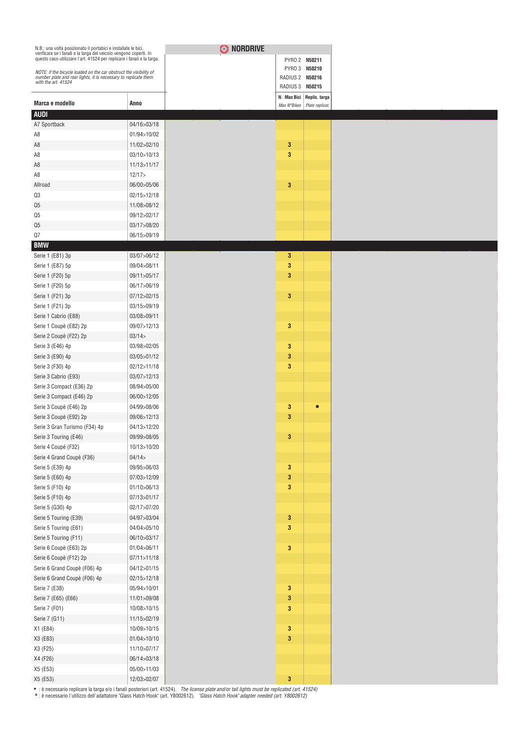N.B.: una volta posizionato il portabici e installate le bici, verificare se i fanali e la targa del veicolo vengono coperti. In questo caso utilizzare l'art. 41524 per replicare i fanali e la targa.

*NOTE: if the bicycle loaded on the car obstruct the visibility of number plate and rear lights, it is necessary to replicate them with the art. 41524*

**NORDRIVE**

PYRO 2 **N50211**
PYRO 3 **N50210**
RADIUS 2 **N50216**
RADIUS 3 **N50215**

| Marca e modello | Anno | N° Max Bici *Max N°Bikes* | Replic. targa *Plate replicat.* |
|---|---|---|---|
| **AUDI** | | | |
| A7 Sportback | 04/16>03/18 | | |
| A8 | 01/94>10/02 | | |
| A8 | 11/02>02/10 | 3 | |
| A8 | 03/10>10/13 | 3 | |
| A8 | 11/13>11/17 | | |
| A8 | 12/17> | | |
| Allroad | 06/00>05/06 | 3 | |
| Q3 | 02/15>12/18 | | |
| Q5 | 11/08>08/12 | | |
| Q5 | 09/12>02/17 | | |
| Q5 | 03/17>08/20 | | |
| Q7 | 06/15>09/19 | | |
| **BMW** | | | |
| Serie 1 (E81) 3p | 03/07>06/12 | 3 | |
| Serie 1 (E87) 5p | 09/04>08/11 | 3 | |
| Serie 1 (F20) 5p | 09/11>05/17 | 3 | |
| Serie 1 (F20) 5p | 06/17>06/19 | | |
| Serie 1 (F21) 3p | 07/12>02/15 | 3 | |
| Serie 1 (F21) 3p | 03/15>09/19 | | |
| Serie 1 Cabrio (E88) | 03/08>09/11 | | |
| Serie 1 Coupè (E82) 2p | 09/07>12/13 | 3 | |
| Serie 2 Coupè (F22) 2p | 03/14> | | |
| Serie 3 (E46) 4p | 03/98>02/05 | 3 | |
| Serie 3 (E90) 4p | 03/05>01/12 | 3 | |
| Serie 3 (F30) 4p | 02/12>11/18 | 3 | |
| Serie 3 Cabrio (E93) | 03/07>12/13 | | |
| Serie 3 Compact (E36) 2p | 08/94>05/00 | | |
| Serie 3 Compact (E46) 2p | 06/00>12/05 | | |
| Serie 3 Coupè (E46) 2p | 04/99>08/06 | 3 | • |
| Serie 3 Coupè (E92) 2p | 09/06>12/13 | 3 | |
| Serie 3 Gran Turismo (F34) 4p | 04/13>12/20 | | |
| Serie 3 Touring (E46) | 09/99>08/05 | 3 | |
| Serie 4 Coupé (F32) | 10/13>10/20 | | |
| Serie 4 Grand Coupè (F36) | 04/14> | | |
| Serie 5 (E39) 4p | 09/95>06/03 | 3 | |
| Serie 5 (E60) 4p | 07/03>12/09 | 3 | |
| Serie 5 (F10) 4p | 01/10>06/13 | 3 | |
| Serie 5 (F10) 4p | 07/13>01/17 | | |
| Serie 5 (G30) 4p | 02/17>07/20 | | |
| Serie 5 Touring (E39) | 04/97>03/04 | 3 | |
| Serie 5 Touring (E61) | 04/04>05/10 | 3 | |
| Serie 5 Touring (F11) | 06/10>03/17 | | |
| Serie 6 Coupè (E63) 2p | 01/04>06/11 | 3 | |
| Serie 6 Coupè (F12) 2p | 07/11>11/18 | | |
| Serie 6 Grand Coupè (F06) 4p | 04/12>01/15 | | |
| Serie 6 Grand Coupè (F06) 4p | 02/15>12/18 | | |
| Serie 7 (E38) | 05/94>10/01 | 3 | |
| Serie 7 (E65) (E66) | 11/01>09/08 | 3 | |
| Serie 7 (F01) | 10/08>10/15 | 3 | |
| Serie 7 (G11) | 11/15>02/19 | | |
| X1 (E84) | 10/09>10/15 | 3 | |
| X3 (E83) | 01/04>10/10 | 3 | |
| X3 (F25) | 11/10>07/17 | | |
| X4 (F26) | 06/14>03/18 | | |
| X5 (E53) | 05/00>11/03 | | |
| X5 (E53) | 12/03>02/07 | 3 | |

• : è necessario replicare la targa e/o i fanali posteriori (art. 41524). *The license plate and/or tail lights must be replicated (art. 41524)*

* : è necessario l'utilizzo dell'adattatore "Glass Hatch Hook" (art. Y8002612). *"Glass Hatch Hook" adapter needed (art. Y8002612)*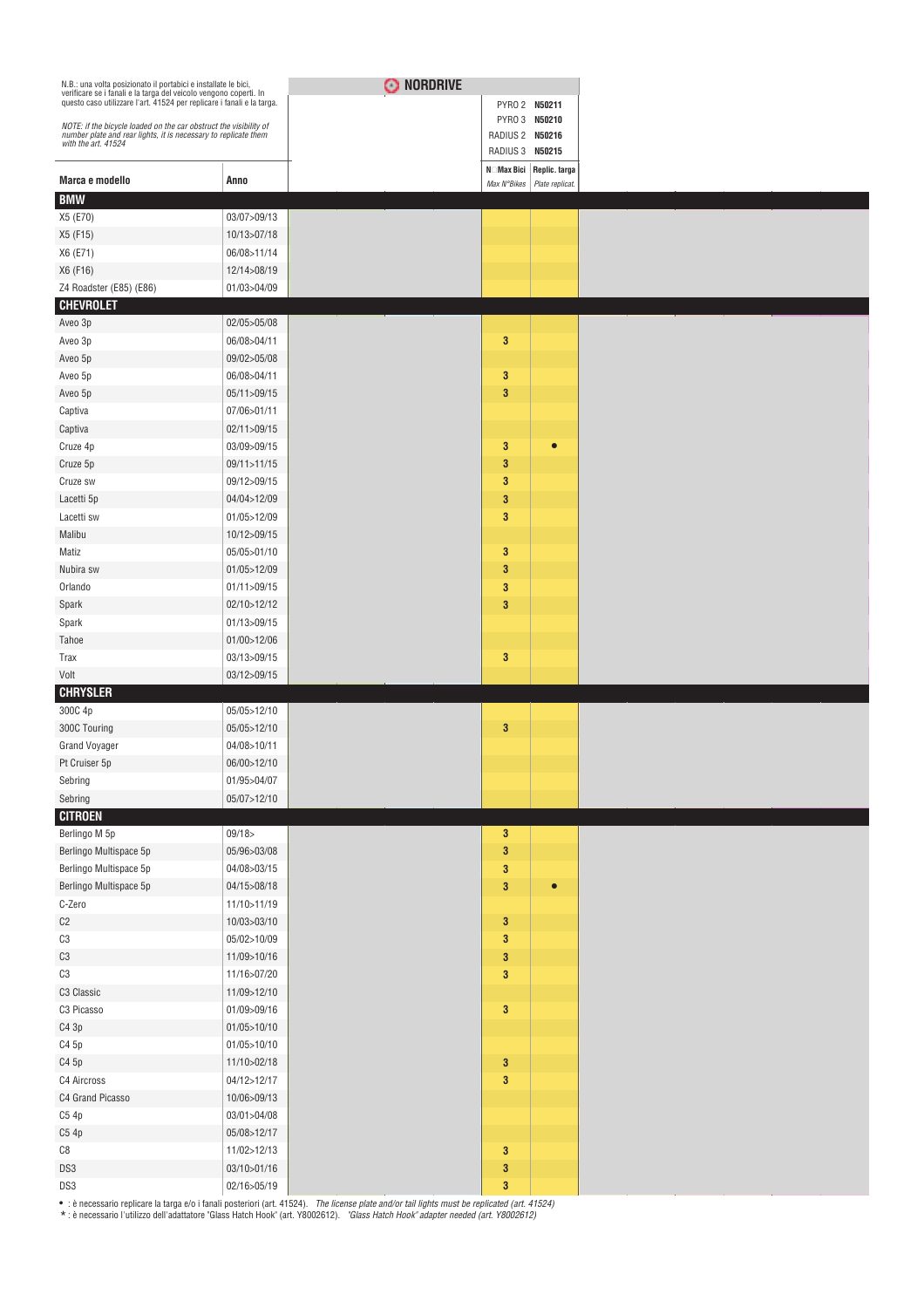N.B.: una volta posizionato il portabici e installate le bici, verificare se i fanali e la targa del veicolo vengono coperti. In questo caso utilizzare l'art. 41524 per replicare i fanali e la targa.

*NOTE: if the bicycle loaded on the car obstruct the visibility of number plate and rear lights, it is necessary to replicate them with the art. 41524*

**NORDRIVE**

PYRO 2 **N50211**
PYRO 3 **N50210**
RADIUS 2 **N50216**
RADIUS 3 **N50215**

| Marca e modello | Anno | N° Max Bici *Max N°Bikes* | Replic. targa *Plate replicat.* |
|---|---|---|---|
| **BMW** | | | |
| X5 (E70) | 03/07>09/13 | | |
| X5 (F15) | 10/13>07/18 | | |
| X6 (E71) | 06/08>11/14 | | |
| X6 (F16) | 12/14>08/19 | | |
| Z4 Roadster (E85) (E86) | 01/03>04/09 | | |
| **CHEVROLET** | | | |
| Aveo 3p | 02/05>05/08 | | |
| Aveo 3p | 06/08>04/11 | 3 | |
| Aveo 5p | 09/02>05/08 | | |
| Aveo 5p | 06/08>04/11 | 3 | |
| Aveo 5p | 05/11>09/15 | 3 | |
| Captiva | 07/06>01/11 | | |
| Captiva | 02/11>09/15 | | |
| Cruze 4p | 03/09>09/15 | 3 | • |
| Cruze 5p | 09/11>11/15 | 3 | |
| Cruze sw | 09/12>09/15 | 3 | |
| Lacetti 5p | 04/04>12/09 | 3 | |
| Lacetti sw | 01/05>12/09 | 3 | |
| Malibu | 10/12>09/15 | | |
| Matiz | 05/05>01/10 | 3 | |
| Nubira sw | 01/05>12/09 | 3 | |
| Orlando | 01/11>09/15 | 3 | |
| Spark | 02/10>12/12 | 3 | |
| Spark | 01/13>09/15 | | |
| Tahoe | 01/00>12/06 | | |
| Trax | 03/13>09/15 | 3 | |
| Volt | 03/12>09/15 | | |
| **CHRYSLER** | | | |
| 300C 4p | 05/05>12/10 | | |
| 300C Touring | 05/05>12/10 | 3 | |
| Grand Voyager | 04/08>10/11 | | |
| Pt Cruiser 5p | 06/00>12/10 | | |
| Sebring | 01/95>04/07 | | |
| Sebring | 05/07>12/10 | | |
| **CITROEN** | | | |
| Berlingo M 5p | 09/18> | 3 | |
| Berlingo Multispace 5p | 05/96>03/08 | 3 | |
| Berlingo Multispace 5p | 04/08>03/15 | 3 | |
| Berlingo Multispace 5p | 04/15>08/18 | 3 | • |
| C-Zero | 11/10>11/19 | | |
| C2 | 10/03>03/10 | 3 | |
| C3 | 05/02>10/09 | 3 | |
| C3 | 11/09>10/16 | 3 | |
| C3 | 11/16>07/20 | 3 | |
| C3 Classic | 11/09>12/10 | | |
| C3 Picasso | 01/09>09/16 | 3 | |
| C4 3p | 01/05>10/10 | | |
| C4 5p | 01/05>10/10 | | |
| C4 5p | 11/10>02/18 | 3 | |
| C4 Aircross | 04/12>12/17 | 3 | |
| C4 Grand Picasso | 10/06>09/13 | | |
| C5 4p | 03/01>04/08 | | |
| C5 4p | 05/08>12/17 | | |
| C8 | 11/02>12/13 | 3 | |
| DS3 | 03/10>01/16 | 3 | |
| DS3 | 02/16>05/19 | 3 | |

• : è necessario replicare la targa e/o i fanali posteriori (art. 41524). *The license plate and/or tail lights must be replicated (art. 41524)*
* : è necessario l'utilizzo dell'adattatore "Glass Hatch Hook" (art. Y8002612). *"Glass Hatch Hook" adapter needed (art. Y8002612)*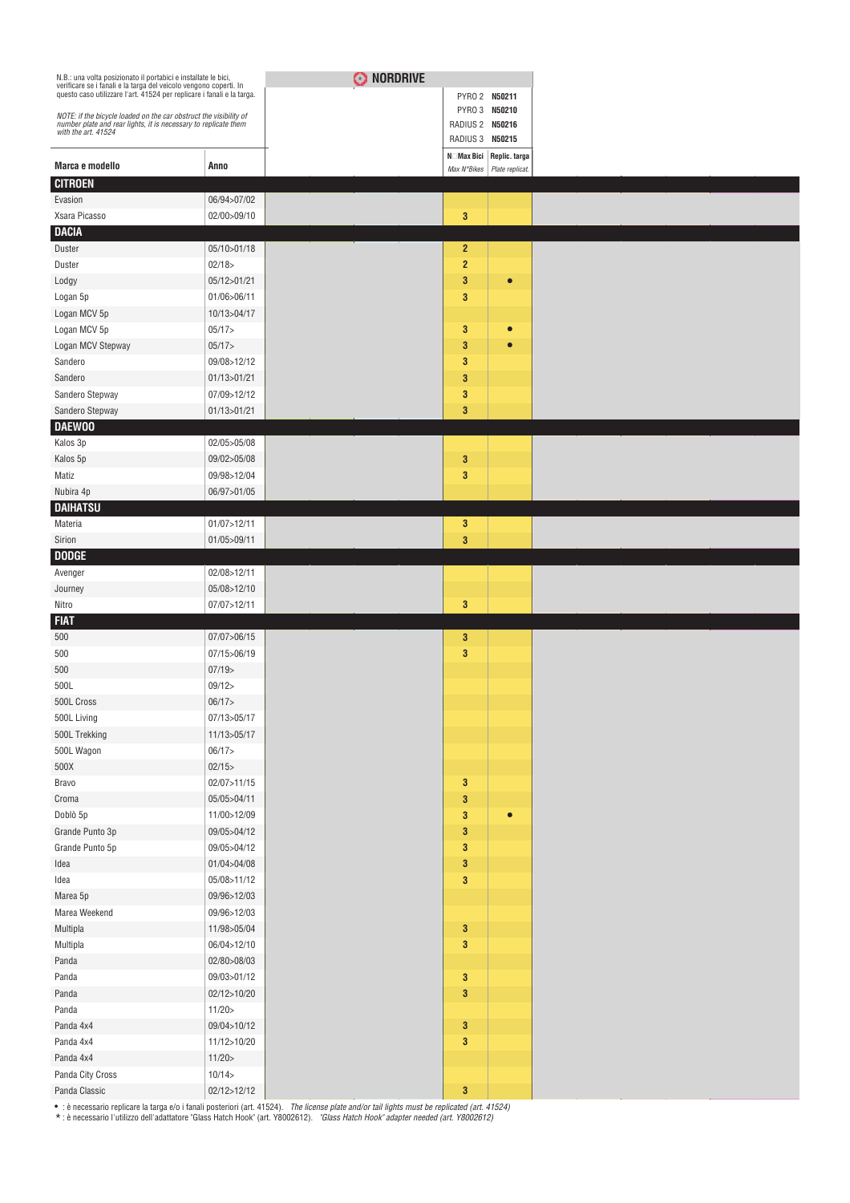N.B.: una volta posizionato il portabici e installate le bici, verificare se i fanali e la targa del veicolo vengono coperti. In questo caso utilizzare l'art. 41524 per replicare i fanali e la targa.

*NOTE: if the bicycle loaded on the car obstruct the visibility of number plate and rear lights, it is necessary to replicate them with the art. 41524*

**NORDRIVE**

PYRO 2 **N50211**
PYRO 3 **N50210**
RADIUS 2 **N50216**
RADIUS 3 **N50215**

| Marca e modello | Anno | N° Max Bici *Max N°Bikes* | Replic. targa *Plate replicat.* |
|---|---|---|---|
| **CITROEN** | | | |
| Evasion | 06/94>07/02 | | |
| Xsara Picasso | 02/00>09/10 | 3 | |
| **DACIA** | | | |
| Duster | 05/10>01/18 | 2 | |
| Duster | 02/18> | 2 | |
| Lodgy | 05/12>01/21 | 3 | ● |
| Logan 5p | 01/06>06/11 | 3 | |
| Logan MCV 5p | 10/13>04/17 | | |
| Logan MCV 5p | 05/17> | 3 | ● |
| Logan MCV Stepway | 05/17> | 3 | ● |
| Sandero | 09/08>12/12 | 3 | |
| Sandero | 01/13>01/21 | 3 | |
| Sandero Stepway | 07/09>12/12 | 3 | |
| Sandero Stepway | 01/13>01/21 | 3 | |
| **DAEWOO** | | | |
| Kalos 3p | 02/05>05/08 | | |
| Kalos 5p | 09/02>05/08 | 3 | |
| Matiz | 09/98>12/04 | 3 | |
| Nubira 4p | 06/97>01/05 | | |
| **DAIHATSU** | | | |
| Materia | 01/07>12/11 | 3 | |
| Sirion | 01/05>09/11 | 3 | |
| **DODGE** | | | |
| Avenger | 02/08>12/11 | | |
| Journey | 05/08>12/10 | | |
| Nitro | 07/07>12/11 | 3 | |
| **FIAT** | | | |
| 500 | 07/07>06/15 | 3 | |
| 500 | 07/15>06/19 | 3 | |
| 500 | 07/19> | | |
| 500L | 09/12> | | |
| 500L Cross | 06/17> | | |
| 500L Living | 07/13>05/17 | | |
| 500L Trekking | 11/13>05/17 | | |
| 500L Wagon | 06/17> | | |
| 500X | 02/15> | | |
| Bravo | 02/07>11/15 | 3 | |
| Croma | 05/05>04/11 | 3 | |
| Doblò 5p | 11/00>12/09 | 3 | ● |
| Grande Punto 3p | 09/05>04/12 | 3 | |
| Grande Punto 5p | 09/05>04/12 | 3 | |
| Idea | 01/04>04/08 | 3 | |
| Idea | 05/08>11/12 | 3 | |
| Marea 5p | 09/96>12/03 | | |
| Marea Weekend | 09/96>12/03 | | |
| Multipla | 11/98>05/04 | 3 | |
| Multipla | 06/04>12/10 | 3 | |
| Panda | 02/80>08/03 | | |
| Panda | 09/03>01/12 | 3 | |
| Panda | 02/12>10/20 | 3 | |
| Panda | 11/20> | | |
| Panda 4x4 | 09/04>10/12 | 3 | |
| Panda 4x4 | 11/12>10/20 | 3 | |
| Panda 4x4 | 11/20> | | |
| Panda City Cross | 10/14> | | |
| Panda Classic | 02/12>12/12 | 3 | |

● : è necessario replicare la targa e/o i fanali posteriori (art. 41524). *The license plate and/or tail lights must be replicated (art. 41524)*

* : è necessario l'utilizzo dell'adattatore "Glass Hatch Hook" (art. Y8002612). *"Glass Hatch Hook" adapter needed (art. Y8002612)*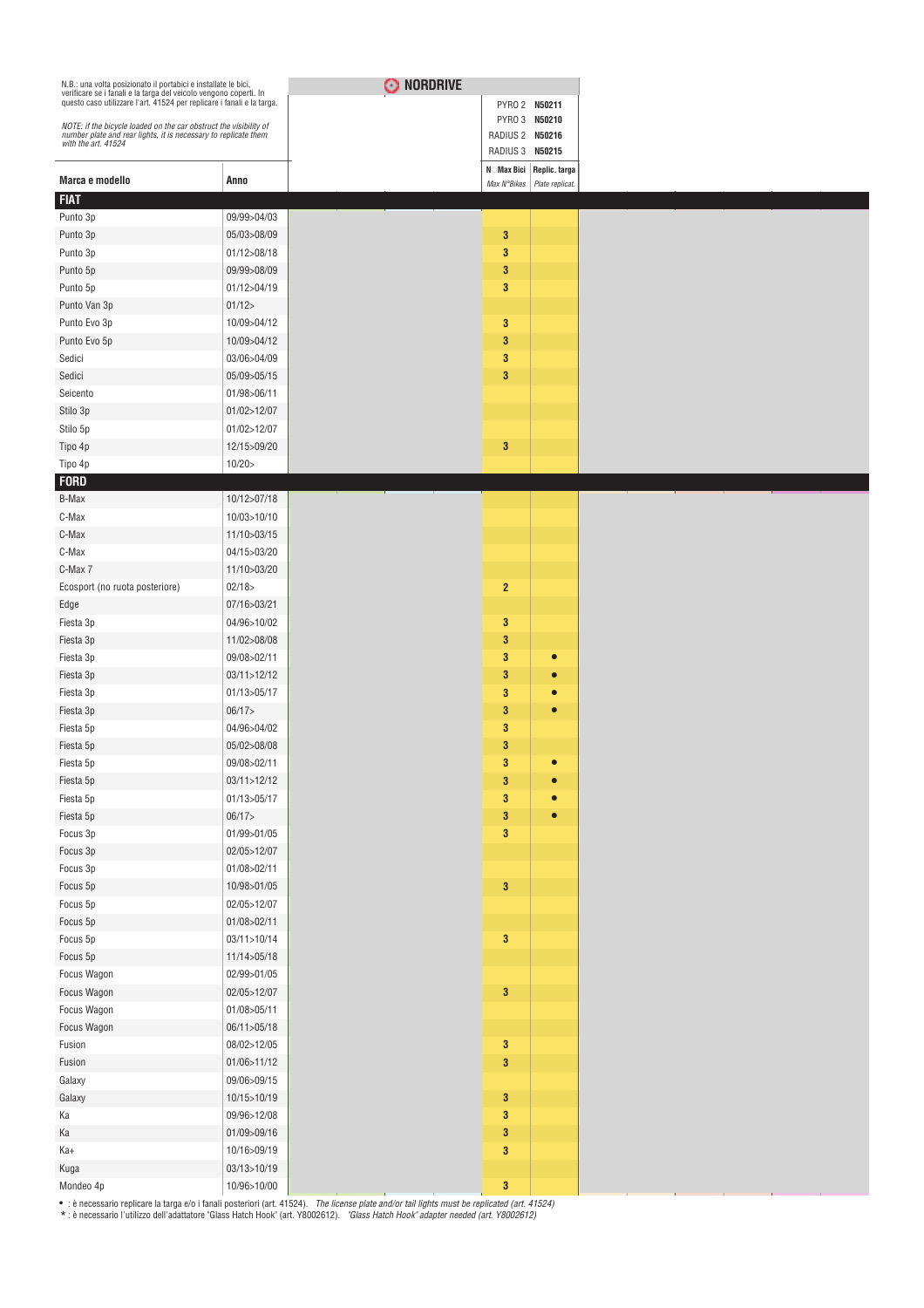N.B.: una volta posizionato il portabici e installate le bici, verificare se i fanali e la targa del veicolo vengono coperti. In questo caso utilizzare l'art. 41524 per replicare i fanali e la targa.

*NOTE: if the bicycle loaded on the car obstruct the visibility of number plate and rear lights, it is necessary to replicate them with the art. 41524*

**NORDRIVE**

PYRO 2 **N50211**
PYRO 3 **N50210**
RADIUS 2 **N50216**
RADIUS 3 **N50215**

| Marca e modello | Anno | N° Max Bici *Max N°Bikes* | Replic. targa *Plate replicat.* |
|---|---|---|---|
| **FIAT** | | | |
| Punto 3p | 09/99>04/03 | | |
| Punto 3p | 05/03>08/09 | 3 | |
| Punto 3p | 01/12>08/18 | 3 | |
| Punto 5p | 09/99>08/09 | 3 | |
| Punto 5p | 01/12>04/19 | 3 | |
| Punto Van 3p | 01/12> | | |
| Punto Evo 3p | 10/09>04/12 | 3 | |
| Punto Evo 5p | 10/09>04/12 | 3 | |
| Sedici | 03/06>04/09 | 3 | |
| Sedici | 05/09>05/15 | 3 | |
| Seicento | 01/98>06/11 | | |
| Stilo 3p | 01/02>12/07 | | |
| Stilo 5p | 01/02>12/07 | | |
| Tipo 4p | 12/15>09/20 | 3 | |
| Tipo 4p | 10/20> | | |
| **FORD** | | | |
| B-Max | 10/12>07/18 | | |
| C-Max | 10/03>10/10 | | |
| C-Max | 11/10>03/15 | | |
| C-Max | 04/15>03/20 | | |
| C-Max 7 | 11/10>03/20 | | |
| Ecosport (no ruota posteriore) | 02/18> | 2 | |
| Edge | 07/16>03/21 | | |
| Fiesta 3p | 04/96>10/02 | 3 | |
| Fiesta 3p | 11/02>08/08 | 3 | |
| Fiesta 3p | 09/08>02/11 | 3 | • |
| Fiesta 3p | 03/11>12/12 | 3 | • |
| Fiesta 3p | 01/13>05/17 | 3 | • |
| Fiesta 3p | 06/17> | 3 | • |
| Fiesta 5p | 04/96>04/02 | 3 | |
| Fiesta 5p | 05/02>08/08 | 3 | |
| Fiesta 5p | 09/08>02/11 | 3 | • |
| Fiesta 5p | 03/11>12/12 | 3 | • |
| Fiesta 5p | 01/13>05/17 | 3 | • |
| Fiesta 5p | 06/17> | 3 | • |
| Focus 3p | 01/99>01/05 | 3 | |
| Focus 3p | 02/05>12/07 | | |
| Focus 3p | 01/08>02/11 | | |
| Focus 5p | 10/98>01/05 | 3 | |
| Focus 5p | 02/05>12/07 | | |
| Focus 5p | 01/08>02/11 | | |
| Focus 5p | 03/11>10/14 | 3 | |
| Focus 5p | 11/14>05/18 | | |
| Focus Wagon | 02/99>01/05 | | |
| Focus Wagon | 02/05>12/07 | 3 | |
| Focus Wagon | 01/08>05/11 | | |
| Focus Wagon | 06/11>05/18 | | |
| Fusion | 08/02>12/05 | 3 | |
| Fusion | 01/06>11/12 | 3 | |
| Galaxy | 09/06>09/15 | | |
| Galaxy | 10/15>10/19 | 3 | |
| Ka | 09/96>12/08 | 3 | |
| Ka | 01/09>09/16 | 3 | |
| Ka+ | 10/16>09/19 | 3 | |
| Kuga | 03/13>10/19 | | |
| Mondeo 4p | 10/96>10/00 | 3 | |

• : è necessario replicare la targa e/o i fanali posteriori (art. 41524). *The license plate and/or tail lights must be replicated (art. 41524)*
* : è necessario l'utilizzo dell'adattatore "Glass Hatch Hook" (art. Y8002612). *"Glass Hatch Hook" adapter needed (art. Y8002612)*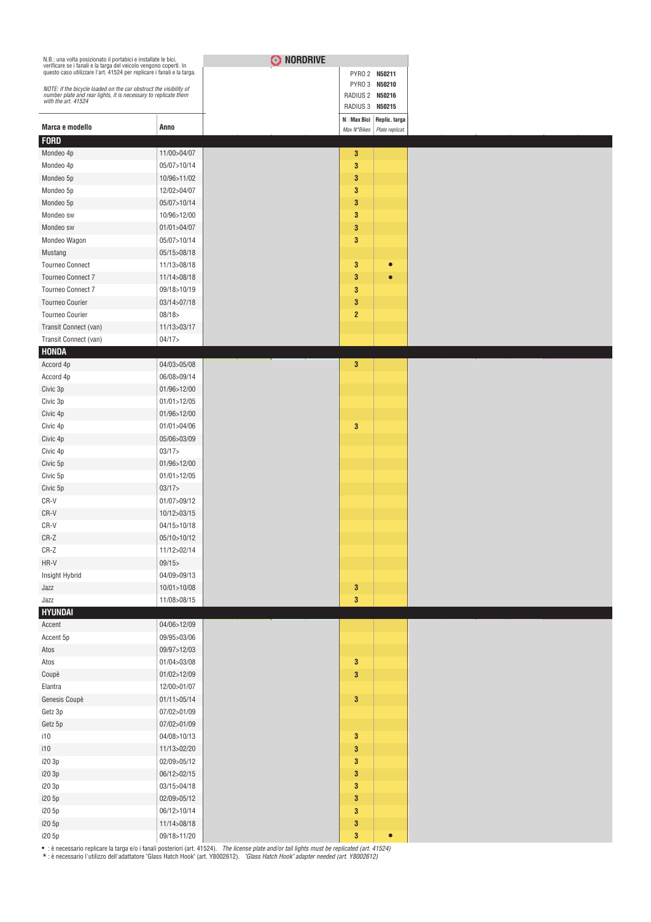N.B.: una volta posizionato il portabici e installate le bici, verificare se i fanali e la targa del veicolo vengono coperti. In questo caso utilizzare l'art. 41524 per replicare i fanali e la targa.

*NOTE: if the bicycle loaded on the car obstruct the visibility of number plate and rear lights, it is necessary to replicate them with the art. 41524*

**NORDRIVE**

PYRO 2 **N50211**
PYRO 3 **N50210**
RADIUS 2 **N50216**
RADIUS 3 **N50215**

| Marca e modello | Anno | N° Max Bici *Max N°Bikes* | Replic. targa *Plate replicat.* |
|---|---|---|---|
| **FORD** | | | |
| Mondeo 4p | 11/00>04/07 | 3 | |
| Mondeo 4p | 05/07>10/14 | 3 | |
| Mondeo 5p | 10/96>11/02 | 3 | |
| Mondeo 5p | 12/02>04/07 | 3 | |
| Mondeo 5p | 05/07>10/14 | 3 | |
| Mondeo sw | 10/96>12/00 | 3 | |
| Mondeo sw | 01/01>04/07 | 3 | |
| Mondeo Wagon | 05/07>10/14 | 3 | |
| Mustang | 05/15>08/18 | | |
| Tourneo Connect | 11/13>08/18 | 3 | • |
| Tourneo Connect 7 | 11/14>08/18 | 3 | • |
| Tourneo Connect 7 | 09/18>10/19 | 3 | |
| Tourneo Courier | 03/14>07/18 | 3 | |
| Tourneo Courier | 08/18> | 2 | |
| Transit Connect (van) | 11/13>03/17 | | |
| Transit Connect (van) | 04/17> | | |
| **HONDA** | | | |
| Accord 4p | 04/03>05/08 | 3 | |
| Accord 4p | 06/08>09/14 | | |
| Civic 3p | 01/96>12/00 | | |
| Civic 3p | 01/01>12/05 | | |
| Civic 4p | 01/96>12/00 | | |
| Civic 4p | 01/01>04/06 | 3 | |
| Civic 4p | 05/06>03/09 | | |
| Civic 4p | 03/17> | | |
| Civic 5p | 01/96>12/00 | | |
| Civic 5p | 01/01>12/05 | | |
| Civic 5p | 03/17> | | |
| CR-V | 01/07>09/12 | | |
| CR-V | 10/12>03/15 | | |
| CR-V | 04/15>10/18 | | |
| CR-Z | 05/10>10/12 | | |
| CR-Z | 11/12>02/14 | | |
| HR-V | 09/15> | | |
| Insight Hybrid | 04/09>09/13 | | |
| Jazz | 10/01>10/08 | 3 | |
| Jazz | 11/08>08/15 | 3 | |
| **HYUNDAI** | | | |
| Accent | 04/06>12/09 | | |
| Accent 5p | 09/95>03/06 | | |
| Atos | 09/97>12/03 | | |
| Atos | 01/04>03/08 | 3 | |
| Coupè | 01/02>12/09 | 3 | |
| Elantra | 12/00>01/07 | | |
| Genesis Coupè | 01/11>05/14 | 3 | |
| Getz 3p | 07/02>01/09 | | |
| Getz 5p | 07/02>01/09 | | |
| i10 | 04/08>10/13 | 3 | |
| i10 | 11/13>02/20 | 3 | |
| i20 3p | 02/09>05/12 | 3 | |
| i20 3p | 06/12>02/15 | 3 | |
| i20 3p | 03/15>04/18 | 3 | |
| i20 5p | 02/09>05/12 | 3 | |
| i20 5p | 06/12>10/14 | 3 | |
| i20 5p | 11/14>08/18 | 3 | |
| i20 5p | 09/18>11/20 | 3 | • |

• : è necessario replicare la targa e/o i fanali posteriori (art. 41524). *The license plate and/or tail lights must be replicated (art. 41524)*
* : è necessario l'utilizzo dell'adattatore "Glass Hatch Hook" (art. Y8002612). *"Glass Hatch Hook" adapter needed (art. Y8002612)*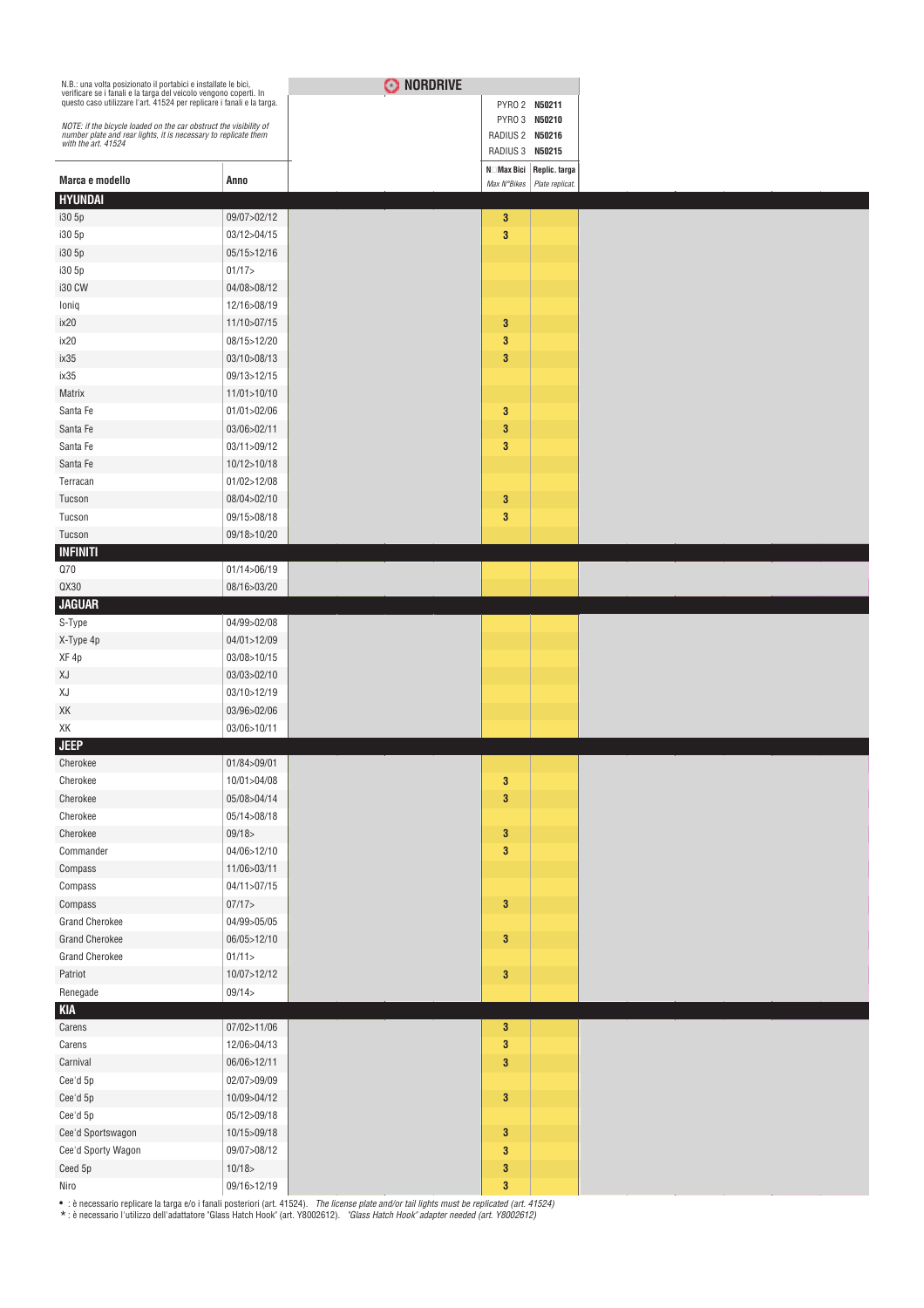N.B.: una volta posizionato il portabici e installate le bici, verificare se i fanali e la targa del veicolo vengono coperti. In questo caso utilizzare l'art. 41524 per replicare i fanali e la targa.

*NOTE: if the bicycle loaded on the car obstruct the visibility of number plate and rear lights, it is necessary to replicate them with the art. 41524*

**NORDRIVE**

PYRO 2 **N50211**
PYRO 3 **N50210**
RADIUS 2 **N50216**
RADIUS 3 **N50215**

| Marca e modello | Anno | N° Max Bici *Max N°Bikes* | Replic. targa *Plate replicat.* |
|---|---|---|---|
| **HYUNDAI** | | | |
| i30 5p | 09/07>02/12 | 3 | |
| i30 5p | 03/12>04/15 | 3 | |
| i30 5p | 05/15>12/16 | | |
| i30 5p | 01/17> | | |
| i30 CW | 04/08>08/12 | | |
| Ioniq | 12/16>08/19 | | |
| ix20 | 11/10>07/15 | 3 | |
| ix20 | 08/15>12/20 | 3 | |
| ix35 | 03/10>08/13 | 3 | |
| ix35 | 09/13>12/15 | | |
| Matrix | 11/01>10/10 | | |
| Santa Fe | 01/01>02/06 | 3 | |
| Santa Fe | 03/06>02/11 | 3 | |
| Santa Fe | 03/11>09/12 | 3 | |
| Santa Fe | 10/12>10/18 | | |
| Terracan | 01/02>12/08 | | |
| Tucson | 08/04>02/10 | 3 | |
| Tucson | 09/15>08/18 | 3 | |
| Tucson | 09/18>10/20 | | |
| **INFINITI** | | | |
| Q70 | 01/14>06/19 | | |
| QX30 | 08/16>03/20 | | |
| **JAGUAR** | | | |
| S-Type | 04/99>02/08 | | |
| X-Type 4p | 04/01>12/09 | | |
| XF 4p | 03/08>10/15 | | |
| XJ | 03/03>02/10 | | |
| XJ | 03/10>12/19 | | |
| XK | 03/96>02/06 | | |
| XK | 03/06>10/11 | | |
| **JEEP** | | | |
| Cherokee | 01/84>09/01 | | |
| Cherokee | 10/01>04/08 | 3 | |
| Cherokee | 05/08>04/14 | 3 | |
| Cherokee | 05/14>08/18 | | |
| Cherokee | 09/18> | 3 | |
| Commander | 04/06>12/10 | 3 | |
| Compass | 11/06>03/11 | | |
| Compass | 04/11>07/15 | | |
| Compass | 07/17> | 3 | |
| Grand Cherokee | 04/99>05/05 | | |
| Grand Cherokee | 06/05>12/10 | 3 | |
| Grand Cherokee | 01/11> | | |
| Patriot | 10/07>12/12 | 3 | |
| Renegade | 09/14> | | |
| **KIA** | | | |
| Carens | 07/02>11/06 | 3 | |
| Carens | 12/06>04/13 | 3 | |
| Carnival | 06/06>12/11 | 3 | |
| Cee'd 5p | 02/07>09/09 | | |
| Cee'd 5p | 10/09>04/12 | 3 | |
| Cee'd 5p | 05/12>09/18 | | |
| Cee'd Sportswagon | 10/15>09/18 | 3 | |
| Cee'd Sporty Wagon | 09/07>08/12 | 3 | |
| Ceed 5p | 10/18> | 3 | |
| Niro | 09/16>12/19 | 3 | |

• : è necessario replicare la targa e/o i fanali posteriori (art. 41524). *The license plate and/or tail lights must be replicated (art. 41524)*

* : è necessario l'utilizzo dell'adattatore "Glass Hatch Hook" (art. Y8002612). *"Glass Hatch Hook" adapter needed (art. Y8002612)*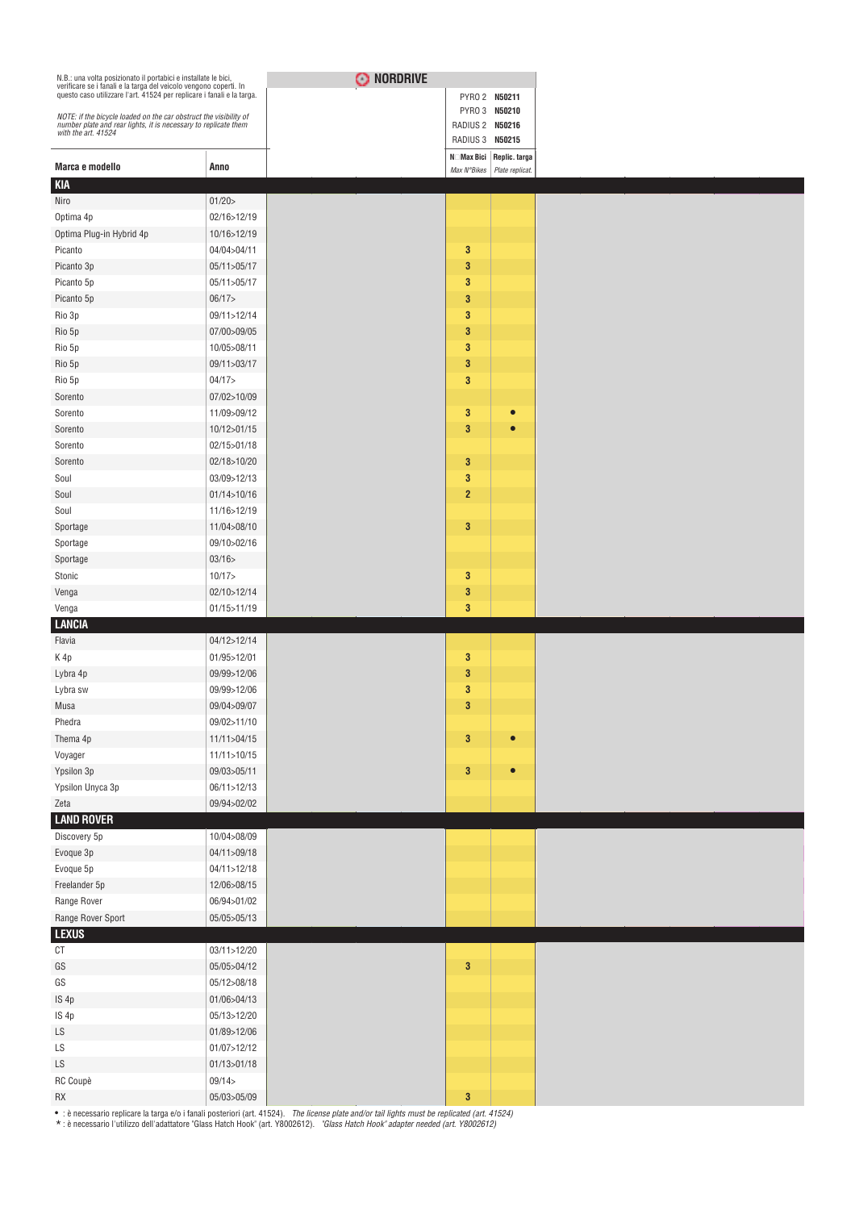N.B.: una volta posizionato il portabici e installate le bici, verificare se i fanali e la targa del veicolo vengono coperti. In questo caso utilizzare l'art. 41524 per replicare i fanali e la targa.

*NOTE: if the bicycle loaded on the car obstruct the visibility of number plate and rear lights, it is necessary to replicate them with the art. 41524*

**NORDRIVE**

PYRO 2 **N50211**
PYRO 3 **N50210**
RADIUS 2 **N50216**
RADIUS 3 **N50215**

| Marca e modello | Anno | N° Max Bici *Max N°Bikes* | Replic. targa *Plate replicat.* |
|---|---|---|---|
| **KIA** | | | |
| Niro | 01/20> | | |
| Optima 4p | 02/16>12/19 | | |
| Optima Plug-in Hybrid 4p | 10/16>12/19 | | |
| Picanto | 04/04>04/11 | 3 | |
| Picanto 3p | 05/11>05/17 | 3 | |
| Picanto 5p | 05/11>05/17 | 3 | |
| Picanto 5p | 06/17> | 3 | |
| Rio 3p | 09/11>12/14 | 3 | |
| Rio 5p | 07/00>09/05 | 3 | |
| Rio 5p | 10/05>08/11 | 3 | |
| Rio 5p | 09/11>03/17 | 3 | |
| Rio 5p | 04/17> | 3 | |
| Sorento | 07/02>10/09 | | |
| Sorento | 11/09>09/12 | 3 | • |
| Sorento | 10/12>01/15 | 3 | • |
| Sorento | 02/15>01/18 | | |
| Sorento | 02/18>10/20 | 3 | |
| Soul | 03/09>12/13 | 3 | |
| Soul | 01/14>10/16 | 2 | |
| Soul | 11/16>12/19 | | |
| Sportage | 11/04>08/10 | 3 | |
| Sportage | 09/10>02/16 | | |
| Sportage | 03/16> | | |
| Stonic | 10/17> | 3 | |
| Venga | 02/10>12/14 | 3 | |
| Venga | 01/15>11/19 | 3 | |
| **LANCIA** | | | |
| Flavia | 04/12>12/14 | | |
| K 4p | 01/95>12/01 | 3 | |
| Lybra 4p | 09/99>12/06 | 3 | |
| Lybra sw | 09/99>12/06 | 3 | |
| Musa | 09/04>09/07 | 3 | |
| Phedra | 09/02>11/10 | | |
| Thema 4p | 11/11>04/15 | 3 | • |
| Voyager | 11/11>10/15 | | |
| Ypsilon 3p | 09/03>05/11 | 3 | • |
| Ypsilon Unyca 3p | 06/11>12/13 | | |
| Zeta | 09/94>02/02 | | |
| **LAND ROVER** | | | |
| Discovery 5p | 10/04>08/09 | | |
| Evoque 3p | 04/11>09/18 | | |
| Evoque 5p | 04/11>12/18 | | |
| Freelander 5p | 12/06>08/15 | | |
| Range Rover | 06/94>01/02 | | |
| Range Rover Sport | 05/05>05/13 | | |
| **LEXUS** | | | |
| CT | 03/11>12/20 | | |
| GS | 05/05>04/12 | 3 | |
| GS | 05/12>08/18 | | |
| IS 4p | 01/06>04/13 | | |
| IS 4p | 05/13>12/20 | | |
| LS | 01/89>12/06 | | |
| LS | 01/07>12/12 | | |
| LS | 01/13>01/18 | | |
| RC Coupè | 09/14> | | |
| RX | 05/03>05/09 | 3 | |

• : è necessario replicare la targa e/o i fanali posteriori (art. 41524). *The license plate and/or tail lights must be replicated (art. 41524)*
* : è necessario l'utilizzo dell'adattatore "Glass Hatch Hook" (art. Y8002612). *"Glass Hatch Hook" adapter needed (art. Y8002612)*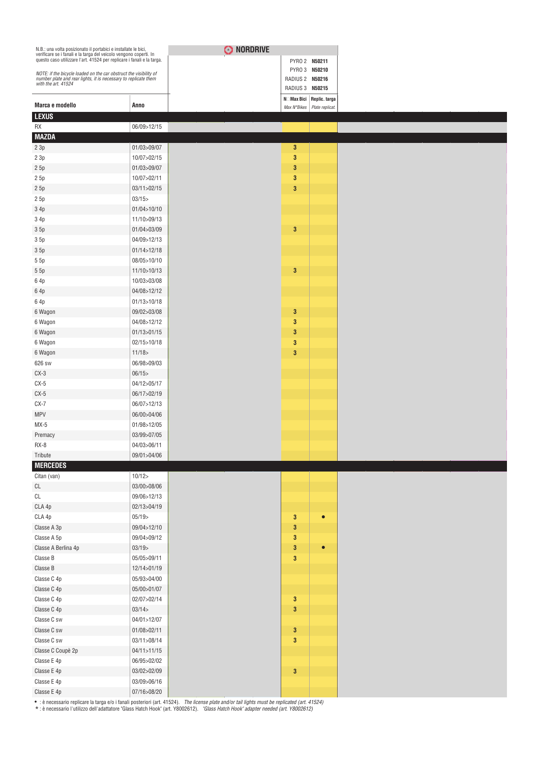N.B.: una volta posizionato il portabici e installate le bici, verificare se i fanali e la targa del veicolo vengono coperti. In questo caso utilizzare l'art. 41524 per replicare i fanali e la targa.

*NOTE: if the bicycle loaded on the car obstruct the visibility of number plate and rear lights, it is necessary to replicate them with the art. 41524*

**NORDRIVE**

PYRO 2 **N50211**
PYRO 3 **N50210**
RADIUS 2 **N50216**
RADIUS 3 **N50215**

| Marca e modello | Anno | N° Max Bici *Max N°Bikes* | Replic. targa *Plate replicat.* |
|---|---|---|---|
| **LEXUS** | | | |
| RX | 06/09>12/15 | | |
| **MAZDA** | | | |
| 2 3p | 01/03>09/07 | 3 | |
| 2 3p | 10/07>02/15 | 3 | |
| 2 5p | 01/03>09/07 | 3 | |
| 2 5p | 10/07>02/11 | 3 | |
| 2 5p | 03/11>02/15 | 3 | |
| 2 5p | 03/15> | | |
| 3 4p | 01/04>10/10 | | |
| 3 4p | 11/10>09/13 | | |
| 3 5p | 01/04>03/09 | 3 | |
| 3 5p | 04/09>12/13 | | |
| 3 5p | 01/14>12/18 | | |
| 5 5p | 08/05>10/10 | | |
| 5 5p | 11/10>10/13 | 3 | |
| 6 4p | 10/03>03/08 | | |
| 6 4p | 04/08>12/12 | | |
| 6 4p | 01/13>10/18 | | |
| 6 Wagon | 09/02>03/08 | 3 | |
| 6 Wagon | 04/08>12/12 | 3 | |
| 6 Wagon | 01/13>01/15 | 3 | |
| 6 Wagon | 02/15>10/18 | 3 | |
| 6 Wagon | 11/18> | 3 | |
| 626 sw | 06/98>09/03 | | |
| CX-3 | 06/15> | | |
| CX-5 | 04/12>05/17 | | |
| CX-5 | 06/17>02/19 | | |
| CX-7 | 06/07>12/13 | | |
| MPV | 06/00>04/06 | | |
| MX-5 | 01/98>12/05 | | |
| Premacy | 03/99>07/05 | | |
| RX-8 | 04/03>06/11 | | |
| Tribute | 09/01>04/06 | | |
| **MERCEDES** | | | |
| Citan (van) | 10/12> | | |
| CL | 03/00>08/06 | | |
| CL | 09/06>12/13 | | |
| CLA 4p | 02/13>04/19 | | |
| CLA 4p | 05/19> | 3 | • |
| Classe A 3p | 09/04>12/10 | 3 | |
| Classe A 5p | 09/04>09/12 | 3 | |
| Classe A Berlina 4p | 03/19> | 3 | • |
| Classe B | 05/05>09/11 | 3 | |
| Classe B | 12/14>01/19 | | |
| Classe C 4p | 05/93>04/00 | | |
| Classe C 4p | 05/00>01/07 | | |
| Classe C 4p | 02/07>02/14 | 3 | |
| Classe C 4p | 03/14> | 3 | |
| Classe C sw | 04/01>12/07 | | |
| Classe C sw | 01/08>02/11 | 3 | |
| Classe C sw | 03/11>08/14 | 3 | |
| Classe C Coupè 2p | 04/11>11/15 | | |
| Classe E 4p | 06/95>02/02 | | |
| Classe E 4p | 03/02>02/09 | 3 | |
| Classe E 4p | 03/09>06/16 | | |
| Classe E 4p | 07/16>08/20 | | |

• : è necessario replicare la targa e/o i fanali posteriori (art. 41524). *The license plate and/or tail lights must be replicated (art. 41524)*
* : è necessario l'utilizzo dell'adattatore "Glass Hatch Hook" (art. Y8002612). *"Glass Hatch Hook" adapter needed (art. Y8002612)*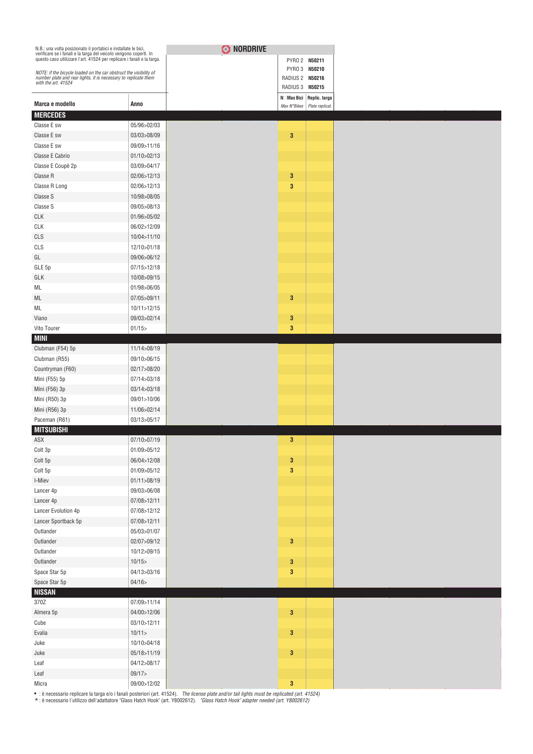N.B.: una volta posizionato il portabici e installate le bici, verificare se i fanali e la targa del veicolo vengono coperti. In questo caso utilizzare l'art. 41524 per replicare i fanali e la targa.

*NOTE: if the bicycle loaded on the car obstruct the visibility of number plate and rear lights, it is necessary to replicate them with the art. 41524*

**NORDRIVE**

PYRO 2 **N50211**
PYRO 3 **N50210**
RADIUS 2 **N50216**
RADIUS 3 **N50215**

| Marca e modello | Anno | N° Max Bici *Max N°Bikes* | Replic. targa *Plate replicat.* |
|---|---|---|---|
| **MERCEDES** | | | |
| Classe E sw | 05/96>02/03 | | |
| Classe E sw | 03/03>08/09 | 3 | |
| Classe E sw | 09/09>11/16 | | |
| Classe E Cabrio | 01/10>02/13 | | |
| Classe E Coupè 2p | 03/09>04/17 | | |
| Classe R | 02/06>12/13 | 3 | |
| Classe R Long | 02/06>12/13 | 3 | |
| Classe S | 10/98>08/05 | | |
| Classe S | 09/05>08/13 | | |
| CLK | 01/96>05/02 | | |
| CLK | 06/02>12/09 | | |
| CLS | 10/04>11/10 | | |
| CLS | 12/10>01/18 | | |
| GL | 09/06>06/12 | | |
| GLE 5p | 07/15>12/18 | | |
| GLK | 10/08>09/15 | | |
| ML | 01/98>06/05 | | |
| ML | 07/05>09/11 | 3 | |
| ML | 10/11>12/15 | | |
| Viano | 09/03>02/14 | 3 | |
| Vito Tourer | 01/15> | 3 | |
| **MINI** | | | |
| Clubman (F54) 5p | 11/14>08/19 | | |
| Clubman (R55) | 09/10>06/15 | | |
| Countryman (F60) | 02/17>08/20 | | |
| Mini (F55) 5p | 07/14>03/18 | | |
| Mini (F56) 3p | 03/14>03/18 | | |
| Mini (R50) 3p | 09/01>10/06 | | |
| Mini (R56) 3p | 11/06>02/14 | | |
| Paceman (R61) | 03/13>05/17 | | |
| **MITSUBISHI** | | | |
| ASX | 07/10>07/19 | 3 | |
| Colt 3p | 01/09>05/12 | | |
| Colt 5p | 06/04>12/08 | 3 | |
| Colt 5p | 01/09>05/12 | 3 | |
| I-Miev | 01/11>08/19 | | |
| Lancer 4p | 09/03>06/08 | | |
| Lancer 4p | 07/08>12/11 | | |
| Lancer Evolution 4p | 07/08>12/12 | | |
| Lancer Sportback 5p | 07/08>12/11 | | |
| Outlander | 05/03>01/07 | | |
| Outlander | 02/07>09/12 | 3 | |
| Outlander | 10/12>09/15 | | |
| Outlander | 10/15> | 3 | |
| Space Star 5p | 04/13>03/16 | 3 | |
| Space Star 5p | 04/16> | | |
| **NISSAN** | | | |
| 370Z | 07/09>11/14 | | |
| Almera 5p | 04/00>12/06 | 3 | |
| Cube | 03/10>12/11 | | |
| Evalia | 10/11> | 3 | |
| Juke | 10/10>04/18 | | |
| Juke | 05/18>11/19 | 3 | |
| Leaf | 04/12>08/17 | | |
| Leaf | 09/17> | | |
| Micra | 09/00>12/02 | 3 | |

• : è necessario replicare la targa e/o i fanali posteriori (art. 41524). *The license plate and/or tail lights must be replicated (art. 41524)*
* : è necessario l'utilizzo dell'adattatore "Glass Hatch Hook" (art. Y8002612). *"Glass Hatch Hook" adapter needed (art. Y8002612)*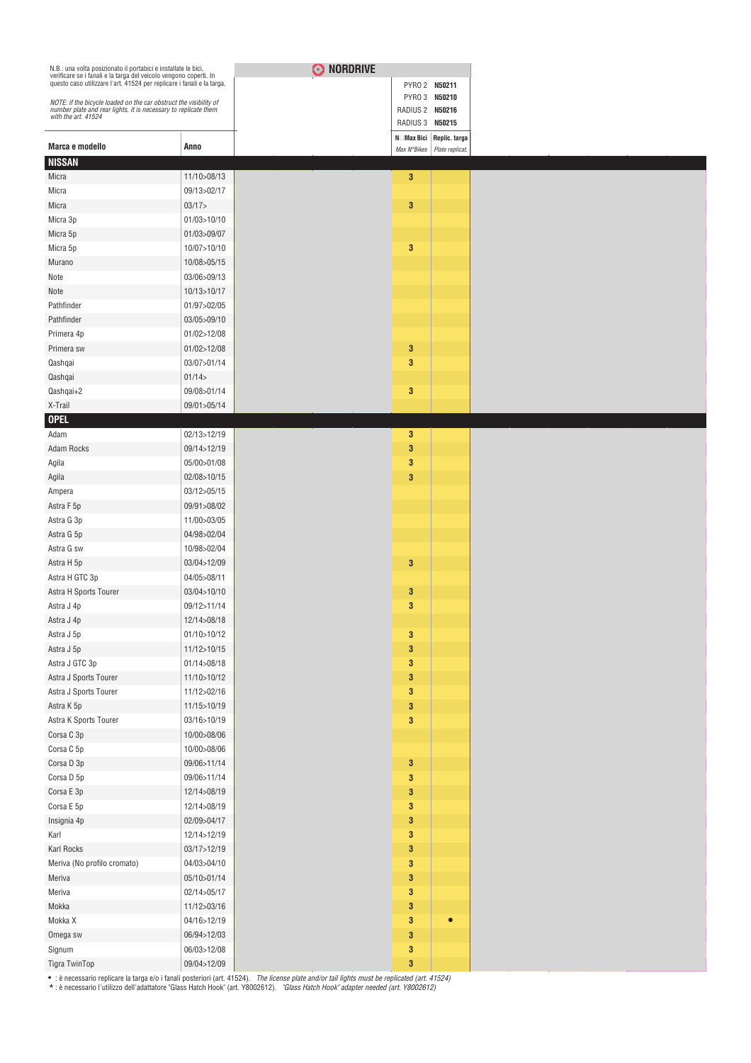N.B.: una volta posizionato il portabici e installate le bici, verificare se i fanali e la targa del veicolo vengono coperti. In questo caso utilizzare l'art. 41524 per replicare i fanali e la targa.

*NOTE: if the bicycle loaded on the car obstruct the visibility of number plate and rear lights, it is necessary to replicate them with the art. 41524*

**NORDRIVE**

PYRO 2 **N50211**
PYRO 3 **N50210**
RADIUS 2 **N50216**
RADIUS 3 **N50215**

| Marca e modello | Anno | N° Max Bici *Max N°Bikes* | Replic. targa *Plate replicat.* |
|---|---|---|---|
| **NISSAN** | | | |
| Micra | 11/10>08/13 | 3 | |
| Micra | 09/13>02/17 | | |
| Micra | 03/17> | 3 | |
| Micra 3p | 01/03>10/10 | | |
| Micra 5p | 01/03>09/07 | | |
| Micra 5p | 10/07>10/10 | 3 | |
| Murano | 10/08>05/15 | | |
| Note | 03/06>09/13 | | |
| Note | 10/13>10/17 | | |
| Pathfinder | 01/97>02/05 | | |
| Pathfinder | 03/05>09/10 | | |
| Primera 4p | 01/02>12/08 | | |
| Primera sw | 01/02>12/08 | 3 | |
| Qashqai | 03/07>01/14 | 3 | |
| Qashqai | 01/14> | | |
| Qashqai+2 | 09/08>01/14 | 3 | |
| X-Trail | 09/01>05/14 | | |
| **OPEL** | | | |
| Adam | 02/13>12/19 | 3 | |
| Adam Rocks | 09/14>12/19 | 3 | |
| Agila | 05/00>01/08 | 3 | |
| Agila | 02/08>10/15 | 3 | |
| Ampera | 03/12>05/15 | | |
| Astra F 5p | 09/91>08/02 | | |
| Astra G 3p | 11/00>03/05 | | |
| Astra G 5p | 04/98>02/04 | | |
| Astra G sw | 10/98>02/04 | | |
| Astra H 5p | 03/04>12/09 | 3 | |
| Astra H GTC 3p | 04/05>08/11 | | |
| Astra H Sports Tourer | 03/04>10/10 | 3 | |
| Astra J 4p | 09/12>11/14 | 3 | |
| Astra J 4p | 12/14>08/18 | | |
| Astra J 5p | 01/10>10/12 | 3 | |
| Astra J 5p | 11/12>10/15 | 3 | |
| Astra J GTC 3p | 01/14>08/18 | 3 | |
| Astra J Sports Tourer | 11/10>10/12 | 3 | |
| Astra J Sports Tourer | 11/12>02/16 | 3 | |
| Astra K 5p | 11/15>10/19 | 3 | |
| Astra K Sports Tourer | 03/16>10/19 | 3 | |
| Corsa C 3p | 10/00>08/06 | | |
| Corsa C 5p | 10/00>08/06 | | |
| Corsa D 3p | 09/06>11/14 | 3 | |
| Corsa D 5p | 09/06>11/14 | 3 | |
| Corsa E 3p | 12/14>08/19 | 3 | |
| Corsa E 5p | 12/14>08/19 | 3 | |
| Insignia 4p | 02/09>04/17 | 3 | |
| Karl | 12/14>12/19 | 3 | |
| Karl Rocks | 03/17>12/19 | 3 | |
| Meriva (No profilo cromato) | 04/03>04/10 | 3 | |
| Meriva | 05/10>01/14 | 3 | |
| Meriva | 02/14>05/17 | 3 | |
| Mokka | 11/12>03/16 | 3 | |
| Mokka X | 04/16>12/19 | 3 | • |
| Omega sw | 06/94>12/03 | 3 | |
| Signum | 06/03>12/08 | 3 | |
| Tigra TwinTop | 09/04>12/09 | 3 | |

• : è necessario replicare la targa e/o i fanali posteriori (art. 41524). *The license plate and/or tail lights must be replicated (art. 41524)*

* : è necessario l'utilizzo dell'adattatore "Glass Hatch Hook" (art. Y8002612). *"Glass Hatch Hook" adapter needed (art. Y8002612)*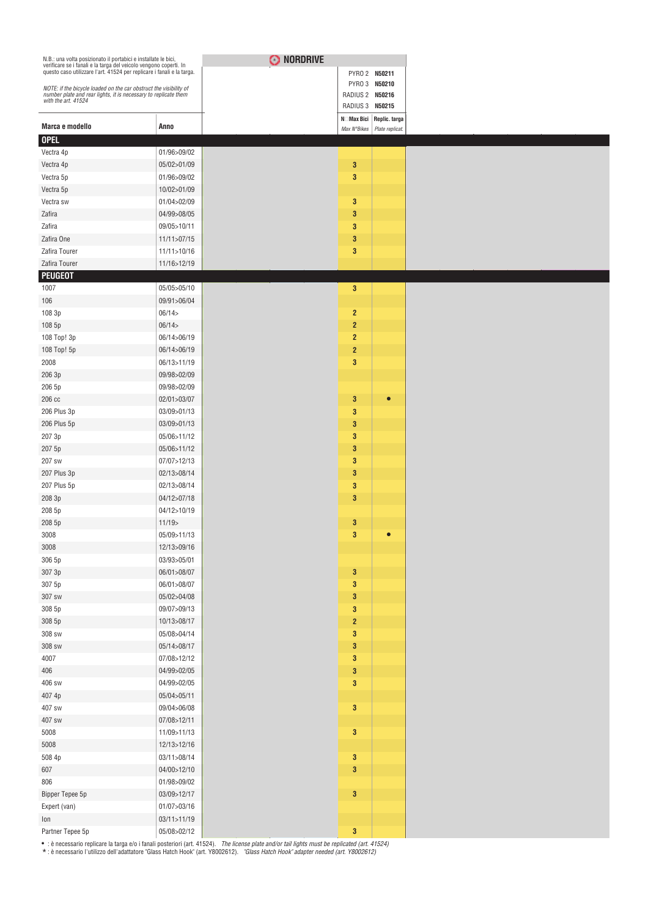N.B.: una volta posizionato il portabici e installate le bici, verificare se i fanali e la targa del veicolo vengono coperti. In questo caso utilizzare l'art. 41524 per replicare i fanali e la targa.

*NOTE: if the bicycle loaded on the car obstruct the visibility of number plate and rear lights, it is necessary to replicate them with the art. 41524*

**NORDRIVE**

PYRO 2 **N50211**
PYRO 3 **N50210**
RADIUS 2 **N50216**
RADIUS 3 **N50215**

| Marca e modello | Anno | N° Max Bici *Max N°Bikes* | Replic. targa *Plate replicat.* |
|---|---|---|---|
| **OPEL** | | | |
| Vectra 4p | 01/96>09/02 | | |
| Vectra 4p | 05/02>01/09 | 3 | |
| Vectra 5p | 01/96>09/02 | 3 | |
| Vectra 5p | 10/02>01/09 | | |
| Vectra sw | 01/04>02/09 | 3 | |
| Zafira | 04/99>08/05 | 3 | |
| Zafira | 09/05>10/11 | 3 | |
| Zafira One | 11/11>07/15 | 3 | |
| Zafira Tourer | 11/11>10/16 | 3 | |
| Zafira Tourer | 11/16>12/19 | | |
| **PEUGEOT** | | | |
| 1007 | 05/05>05/10 | 3 | |
| 106 | 09/91>06/04 | | |
| 108 3p | 06/14> | 2 | |
| 108 5p | 06/14> | 2 | |
| 108 Top! 3p | 06/14>06/19 | 2 | |
| 108 Top! 5p | 06/14>06/19 | 2 | |
| 2008 | 06/13>11/19 | 3 | |
| 206 3p | 09/98>02/09 | | |
| 206 5p | 09/98>02/09 | | |
| 206 cc | 02/01>03/07 | 3 | • |
| 206 Plus 3p | 03/09>01/13 | 3 | |
| 206 Plus 5p | 03/09>01/13 | 3 | |
| 207 3p | 05/06>11/12 | 3 | |
| 207 5p | 05/06>11/12 | 3 | |
| 207 sw | 07/07>12/13 | 3 | |
| 207 Plus 3p | 02/13>08/14 | 3 | |
| 207 Plus 5p | 02/13>08/14 | 3 | |
| 208 3p | 04/12>07/18 | 3 | |
| 208 5p | 04/12>10/19 | | |
| 208 5p | 11/19> | 3 | |
| 3008 | 05/09>11/13 | 3 | • |
| 3008 | 12/13>09/16 | | |
| 306 5p | 03/93>05/01 | | |
| 307 3p | 06/01>08/07 | 3 | |
| 307 5p | 06/01>08/07 | 3 | |
| 307 sw | 05/02>04/08 | 3 | |
| 308 5p | 09/07>09/13 | 3 | |
| 308 5p | 10/13>08/17 | 2 | |
| 308 sw | 05/08>04/14 | 3 | |
| 308 sw | 05/14>08/17 | 3 | |
| 4007 | 07/08>12/12 | 3 | |
| 406 | 04/99>02/05 | 3 | |
| 406 sw | 04/99>02/05 | 3 | |
| 407 4p | 05/04>05/11 | | |
| 407 sw | 09/04>06/08 | 3 | |
| 407 sw | 07/08>12/11 | | |
| 5008 | 11/09>11/13 | 3 | |
| 5008 | 12/13>12/16 | | |
| 508 4p | 03/11>08/14 | 3 | |
| 607 | 04/00>12/10 | 3 | |
| 806 | 01/98>09/02 | | |
| Bipper Tepee 5p | 03/09>12/17 | 3 | |
| Expert (van) | 01/07>03/16 | | |
| Ion | 03/11>11/19 | | |
| Partner Tepee 5p | 05/08>02/12 | 3 | |

• : è necessario replicare la targa e/o i fanali posteriori (art. 41524). *The license plate and/or tail lights must be replicated (art. 41524)*
* : è necessario l'utilizzo dell'adattatore "Glass Hatch Hook" (art. Y8002612). *"Glass Hatch Hook" adapter needed (art. Y8002612)*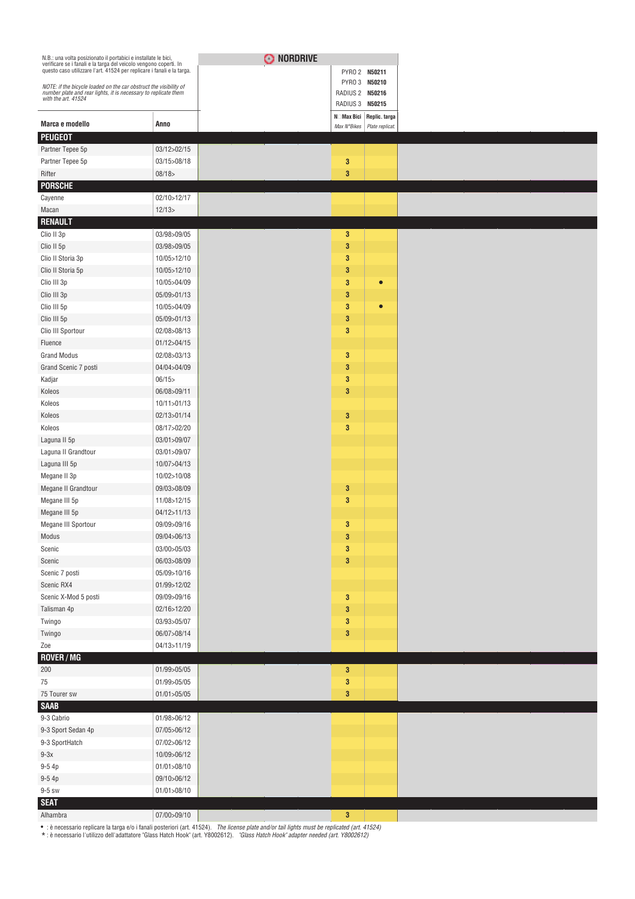N.B.: una volta posizionato il portabici e installate le bici, verificare se i fanali e la targa del veicolo vengono coperti. In questo caso utilizzare l'art. 41524 per replicare i fanali e la targa.

*NOTE: if the bicycle loaded on the car obstruct the visibility of number plate and rear lights, it is necessary to replicate them with the art. 41524*

**NORDRIVE**

PYRO 2 **N50211**
PYRO 3 **N50210**
RADIUS 2 **N50216**
RADIUS 3 **N50215**

| Marca e modello | Anno | N° Max Bici *Max N°Bikes* | Replic. targa *Plate replicat.* |
|---|---|---|---|
| **PEUGEOT** | | | |
| Partner Tepee 5p | 03/12>02/15 | | |
| Partner Tepee 5p | 03/15>08/18 | 3 | |
| Rifter | 08/18> | 3 | |
| **PORSCHE** | | | |
| Cayenne | 02/10>12/17 | | |
| Macan | 12/13> | | |
| **RENAULT** | | | |
| Clio II 3p | 03/98>09/05 | 3 | |
| Clio II 5p | 03/98>09/05 | 3 | |
| Clio II Storia 3p | 10/05>12/10 | 3 | |
| Clio II Storia 5p | 10/05>12/10 | 3 | |
| Clio III 3p | 10/05>04/09 | 3 | • |
| Clio III 3p | 05/09>01/13 | 3 | |
| Clio III 5p | 10/05>04/09 | 3 | • |
| Clio III 5p | 05/09>01/13 | 3 | |
| Clio III Sportour | 02/08>08/13 | 3 | |
| Fluence | 01/12>04/15 | | |
| Grand Modus | 02/08>03/13 | 3 | |
| Grand Scenic 7 posti | 04/04>04/09 | 3 | |
| Kadjar | 06/15> | 3 | |
| Koleos | 06/08>09/11 | 3 | |
| Koleos | 10/11>01/13 | | |
| Koleos | 02/13>01/14 | 3 | |
| Koleos | 08/17>02/20 | 3 | |
| Laguna II 5p | 03/01>09/07 | | |
| Laguna II Grandtour | 03/01>09/07 | | |
| Laguna III 5p | 10/07>04/13 | | |
| Megane II 3p | 10/02>10/08 | | |
| Megane II Grandtour | 09/03>08/09 | 3 | |
| Megane III 5p | 11/08>12/15 | 3 | |
| Megane III 5p | 04/12>11/13 | | |
| Megane III Sportour | 09/09>09/16 | 3 | |
| Modus | 09/04>06/13 | 3 | |
| Scenic | 03/00>05/03 | 3 | |
| Scenic | 06/03>08/09 | 3 | |
| Scenic 7 posti | 05/09>10/16 | | |
| Scenic RX4 | 01/99>12/02 | | |
| Scenic X-Mod 5 posti | 09/09>09/16 | 3 | |
| Talisman 4p | 02/16>12/20 | 3 | |
| Twingo | 03/93>05/07 | 3 | |
| Twingo | 06/07>08/14 | 3 | |
| Zoe | 04/13>11/19 | | |
| **ROVER / MG** | | | |
| 200 | 01/99>05/05 | 3 | |
| 75 | 01/99>05/05 | 3 | |
| 75 Tourer sw | 01/01>05/05 | 3 | |
| **SAAB** | | | |
| 9-3 Cabrio | 01/98>06/12 | | |
| 9-3 Sport Sedan 4p | 07/05>06/12 | | |
| 9-3 SportHatch | 07/02>06/12 | | |
| 9-3x | 10/09>06/12 | | |
| 9-5 4p | 01/01>08/10 | | |
| 9-5 4p | 09/10>06/12 | | |
| 9-5 sw | 01/01>08/10 | | |
| **SEAT** | | | |
| Alhambra | 07/00>09/10 | 3 | |

• : è necessario replicare la targa e/o i fanali posteriori (art. 41524). *The license plate and/or tail lights must be replicated (art. 41524)*
* : è necessario l'utilizzo dell'adattatore "Glass Hatch Hook" (art. Y8002612). *"Glass Hatch Hook" adapter needed (art. Y8002612)*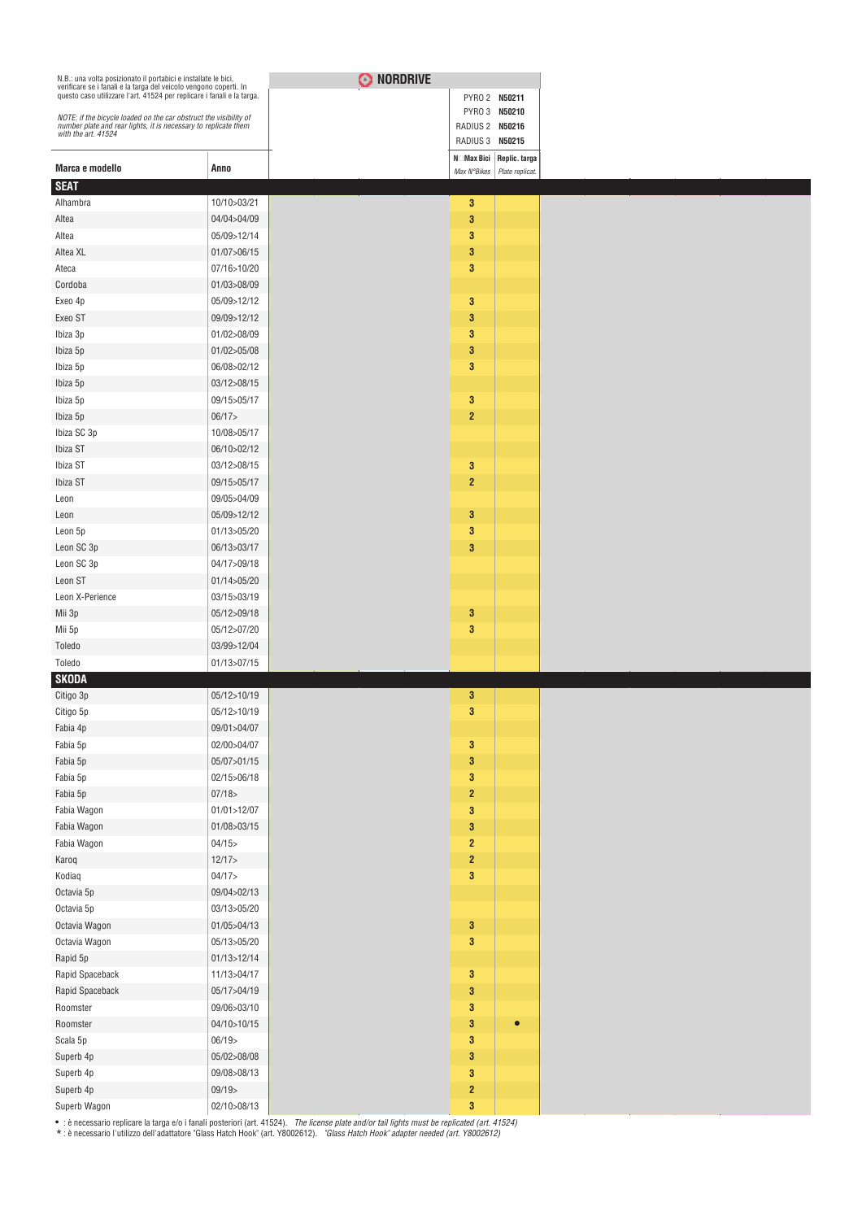N.B.: una volta posizionato il portabici e installate le bici, verificare se i fanali e la targa del veicolo vengono coperti. In questo caso utilizzare l'art. 41524 per replicare i fanali e la targa.

*NOTE: if the bicycle loaded on the car obstruct the visibility of number plate and rear lights, it is necessary to replicate them with the art. 41524*

**NORDRIVE**

PYRO 2 **N50211**
PYRO 3 **N50210**
RADIUS 2 **N50216**
RADIUS 3 **N50215**

| Marca e modello | Anno | N° Max Bici *Max N°Bikes* | Replic. targa *Plate replicat.* |
|---|---|---|---|
| **SEAT** | | | |
| Alhambra | 10/10>03/21 | 3 | |
| Altea | 04/04>04/09 | 3 | |
| Altea | 05/09>12/14 | 3 | |
| Altea XL | 01/07>06/15 | 3 | |
| Ateca | 07/16>10/20 | 3 | |
| Cordoba | 01/03>08/09 | | |
| Exeo 4p | 05/09>12/12 | 3 | |
| Exeo ST | 09/09>12/12 | 3 | |
| Ibiza 3p | 01/02>08/09 | 3 | |
| Ibiza 5p | 01/02>05/08 | 3 | |
| Ibiza 5p | 06/08>02/12 | 3 | |
| Ibiza 5p | 03/12>08/15 | | |
| Ibiza 5p | 09/15>05/17 | 3 | |
| Ibiza 5p | 06/17> | 2 | |
| Ibiza SC 3p | 10/08>05/17 | | |
| Ibiza ST | 06/10>02/12 | | |
| Ibiza ST | 03/12>08/15 | 3 | |
| Ibiza ST | 09/15>05/17 | 2 | |
| Leon | 09/05>04/09 | | |
| Leon | 05/09>12/12 | 3 | |
| Leon 5p | 01/13>05/20 | 3 | |
| Leon SC 3p | 06/13>03/17 | 3 | |
| Leon SC 3p | 04/17>09/18 | | |
| Leon ST | 01/14>05/20 | | |
| Leon X-Perience | 03/15>03/19 | | |
| Mii 3p | 05/12>09/18 | 3 | |
| Mii 5p | 05/12>07/20 | 3 | |
| Toledo | 03/99>12/04 | | |
| Toledo | 01/13>07/15 | | |
| **SKODA** | | | |
| Citigo 3p | 05/12>10/19 | 3 | |
| Citigo 5p | 05/12>10/19 | 3 | |
| Fabia 4p | 09/01>04/07 | | |
| Fabia 5p | 02/00>04/07 | 3 | |
| Fabia 5p | 05/07>01/15 | 3 | |
| Fabia 5p | 02/15>06/18 | 3 | |
| Fabia 5p | 07/18> | 2 | |
| Fabia Wagon | 01/01>12/07 | 3 | |
| Fabia Wagon | 01/08>03/15 | 3 | |
| Fabia Wagon | 04/15> | 2 | |
| Karoq | 12/17> | 2 | |
| Kodiaq | 04/17> | 3 | |
| Octavia 5p | 09/04>02/13 | | |
| Octavia 5p | 03/13>05/20 | | |
| Octavia Wagon | 01/05>04/13 | 3 | |
| Octavia Wagon | 05/13>05/20 | 3 | |
| Rapid 5p | 01/13>12/14 | | |
| Rapid Spaceback | 11/13>04/17 | 3 | |
| Rapid Spaceback | 05/17>04/19 | 3 | |
| Roomster | 09/06>03/10 | 3 | |
| Roomster | 04/10>10/15 | 3 | • |
| Scala 5p | 06/19> | 3 | |
| Superb 4p | 05/02>08/08 | 3 | |
| Superb 4p | 09/08>08/13 | 3 | |
| Superb 4p | 09/19> | 2 | |
| Superb Wagon | 02/10>08/13 | 3 | |

• : è necessario replicare la targa e/o i fanali posteriori (art. 41524). *The license plate and/or tail lights must be replicated (art. 41524)*

* : è necessario l'utilizzo dell'adattatore "Glass Hatch Hook" (art. Y8002612). *"Glass Hatch Hook" adapter needed (art. Y8002612)*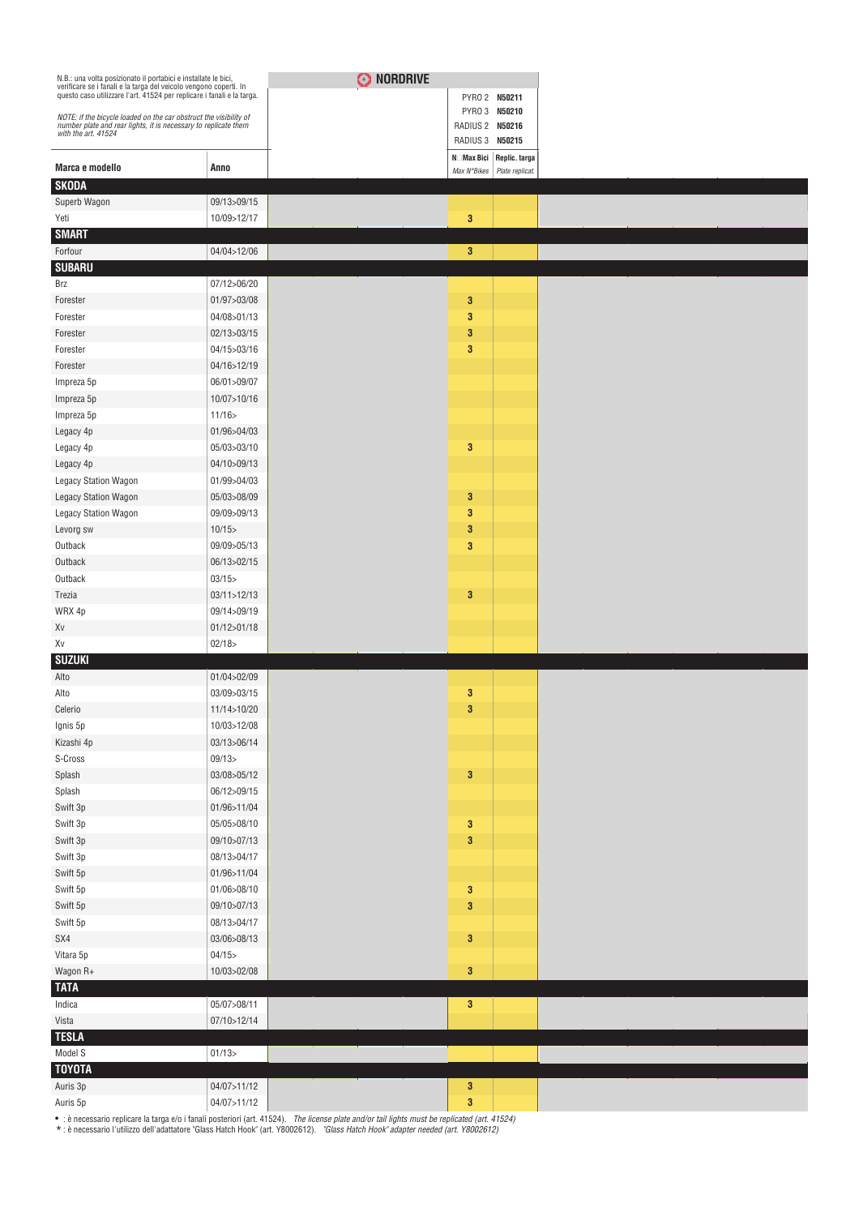N.B.: una volta posizionato il portabici e installate le bici, verificare se i fanali e la targa del veicolo vengono coperti. In questo caso utilizzare l'art. 41524 per replicare i fanali e la targa.

*NOTE: if the bicycle loaded on the car obstruct the visibility of number plate and rear lights, it is necessary to replicate them with the art. 41524*

**NORDRIVE**

PYRO 2 **N50211**
PYRO 3 **N50210**
RADIUS 2 **N50216**
RADIUS 3 **N50215**

| Marca e modello | Anno | N° Max Bici *Max N°Bikes* | Replic. targa *Plate replicat.* |
|---|---|---|---|
| **SKODA** | | | |
| Superb Wagon | 09/13>09/15 | | |
| Yeti | 10/09>12/17 | 3 | |
| **SMART** | | | |
| Forfour | 04/04>12/06 | 3 | |
| **SUBARU** | | | |
| Brz | 07/12>06/20 | | |
| Forester | 01/97>03/08 | 3 | |
| Forester | 04/08>01/13 | 3 | |
| Forester | 02/13>03/15 | 3 | |
| Forester | 04/15>03/16 | 3 | |
| Forester | 04/16>12/19 | | |
| Impreza 5p | 06/01>09/07 | | |
| Impreza 5p | 10/07>10/16 | | |
| Impreza 5p | 11/16> | | |
| Legacy 4p | 01/96>04/03 | | |
| Legacy 4p | 05/03>03/10 | 3 | |
| Legacy 4p | 04/10>09/13 | | |
| Legacy Station Wagon | 01/99>04/03 | | |
| Legacy Station Wagon | 05/03>08/09 | 3 | |
| Legacy Station Wagon | 09/09>09/13 | 3 | |
| Levorg sw | 10/15> | 3 | |
| Outback | 09/09>05/13 | 3 | |
| Outback | 06/13>02/15 | | |
| Outback | 03/15> | | |
| Trezia | 03/11>12/13 | 3 | |
| WRX 4p | 09/14>09/19 | | |
| Xv | 01/12>01/18 | | |
| Xv | 02/18> | | |
| **SUZUKI** | | | |
| Alto | 01/04>02/09 | | |
| Alto | 03/09>03/15 | 3 | |
| Celerio | 11/14>10/20 | 3 | |
| Ignis 5p | 10/03>12/08 | | |
| Kizashi 4p | 03/13>06/14 | | |
| S-Cross | 09/13> | | |
| Splash | 03/08>05/12 | 3 | |
| Splash | 06/12>09/15 | | |
| Swift 3p | 01/96>11/04 | | |
| Swift 3p | 05/05>08/10 | 3 | |
| Swift 3p | 09/10>07/13 | 3 | |
| Swift 3p | 08/13>04/17 | | |
| Swift 5p | 01/96>11/04 | | |
| Swift 5p | 01/06>08/10 | 3 | |
| Swift 5p | 09/10>07/13 | 3 | |
| Swift 5p | 08/13>04/17 | | |
| SX4 | 03/06>08/13 | 3 | |
| Vitara 5p | 04/15> | | |
| Wagon R+ | 10/03>02/08 | 3 | |
| **TATA** | | | |
| Indica | 05/07>08/11 | 3 | |
| Vista | 07/10>12/14 | | |
| **TESLA** | | | |
| Model S | 01/13> | | |
| **TOYOTA** | | | |
| Auris 3p | 04/07>11/12 | 3 | |
| Auris 5p | 04/07>11/12 | 3 | |

• : è necessario replicare la targa e/o i fanali posteriori (art. 41524). *The license plate and/or tail lights must be replicated (art. 41524)*
* : è necessario l'utilizzo dell'adattatore "Glass Hatch Hook" (art. Y8002612). *"Glass Hatch Hook" adapter needed (art. Y8002612)*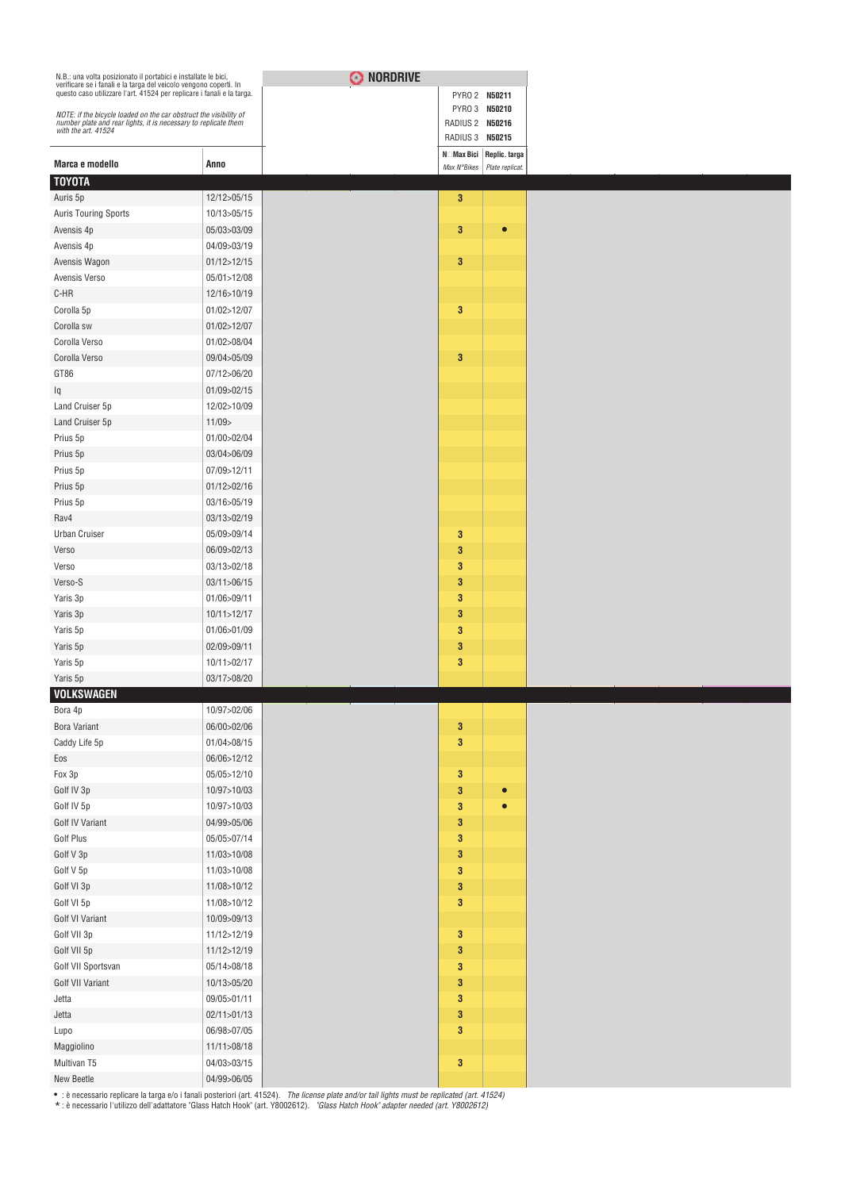N.B.: una volta posizionato il portabici e installate le bici, verificare se i fanali e la targa del veicolo vengono coperti. In questo caso utilizzare l'art. 41524 per replicare i fanali e la targa.

*NOTE: if the bicycle loaded on the car obstruct the visibility of number plate and rear lights, it is necessary to replicate them with the art. 41524*

**NORDRIVE**

PYRO 2 **N50211**
PYRO 3 **N50210**
RADIUS 2 **N50216**
RADIUS 3 **N50215**

| Marca e modello | Anno | N° Max Bici *Max N°Bikes* | Replic. targa *Plate replicat.* |
|---|---|---|---|
| **TOYOTA** | | | |
| Auris 5p | 12/12>05/15 | 3 | |
| Auris Touring Sports | 10/13>05/15 | | |
| Avensis 4p | 05/03>03/09 | 3 | • |
| Avensis 4p | 04/09>03/19 | | |
| Avensis Wagon | 01/12>12/15 | 3 | |
| Avensis Verso | 05/01>12/08 | | |
| C-HR | 12/16>10/19 | | |
| Corolla 5p | 01/02>12/07 | 3 | |
| Corolla sw | 01/02>12/07 | | |
| Corolla Verso | 01/02>08/04 | | |
| Corolla Verso | 09/04>05/09 | 3 | |
| GT86 | 07/12>06/20 | | |
| Iq | 01/09>02/15 | | |
| Land Cruiser 5p | 12/02>10/09 | | |
| Land Cruiser 5p | 11/09> | | |
| Prius 5p | 01/00>02/04 | | |
| Prius 5p | 03/04>06/09 | | |
| Prius 5p | 07/09>12/11 | | |
| Prius 5p | 01/12>02/16 | | |
| Prius 5p | 03/16>05/19 | | |
| Rav4 | 03/13>02/19 | | |
| Urban Cruiser | 05/09>09/14 | 3 | |
| Verso | 06/09>02/13 | 3 | |
| Verso | 03/13>02/18 | 3 | |
| Verso-S | 03/11>06/15 | 3 | |
| Yaris 3p | 01/06>09/11 | 3 | |
| Yaris 3p | 10/11>12/17 | 3 | |
| Yaris 5p | 01/06>01/09 | 3 | |
| Yaris 5p | 02/09>09/11 | 3 | |
| Yaris 5p | 10/11>02/17 | 3 | |
| Yaris 5p | 03/17>08/20 | | |
| **VOLKSWAGEN** | | | |
| Bora 4p | 10/97>02/06 | | |
| Bora Variant | 06/00>02/06 | 3 | |
| Caddy Life 5p | 01/04>08/15 | 3 | |
| Eos | 06/06>12/12 | | |
| Fox 3p | 05/05>12/10 | 3 | |
| Golf IV 3p | 10/97>10/03 | 3 | • |
| Golf IV 5p | 10/97>10/03 | 3 | • |
| Golf IV Variant | 04/99>05/06 | 3 | |
| Golf Plus | 05/05>07/14 | 3 | |
| Golf V 3p | 11/03>10/08 | 3 | |
| Golf V 5p | 11/03>10/08 | 3 | |
| Golf VI 3p | 11/08>10/12 | 3 | |
| Golf VI 5p | 11/08>10/12 | 3 | |
| Golf VI Variant | 10/09>09/13 | | |
| Golf VII 3p | 11/12>12/19 | 3 | |
| Golf VII 5p | 11/12>12/19 | 3 | |
| Golf VII Sportsvan | 05/14>08/18 | 3 | |
| Golf VII Variant | 10/13>05/20 | 3 | |
| Jetta | 09/05>01/11 | 3 | |
| Jetta | 02/11>01/13 | 3 | |
| Lupo | 06/98>07/05 | 3 | |
| Maggiolino | 11/11>08/18 | | |
| Multivan T5 | 04/03>03/15 | 3 | |
| New Beetle | 04/99>06/05 | | |

• : è necessario replicare la targa e/o i fanali posteriori (art. 41524). *The license plate and/or tail lights must be replicated (art. 41524)*
* : è necessario l'utilizzo dell'adattatore "Glass Hatch Hook" (art. Y8002612). *"Glass Hatch Hook" adapter needed (art. Y8002612)*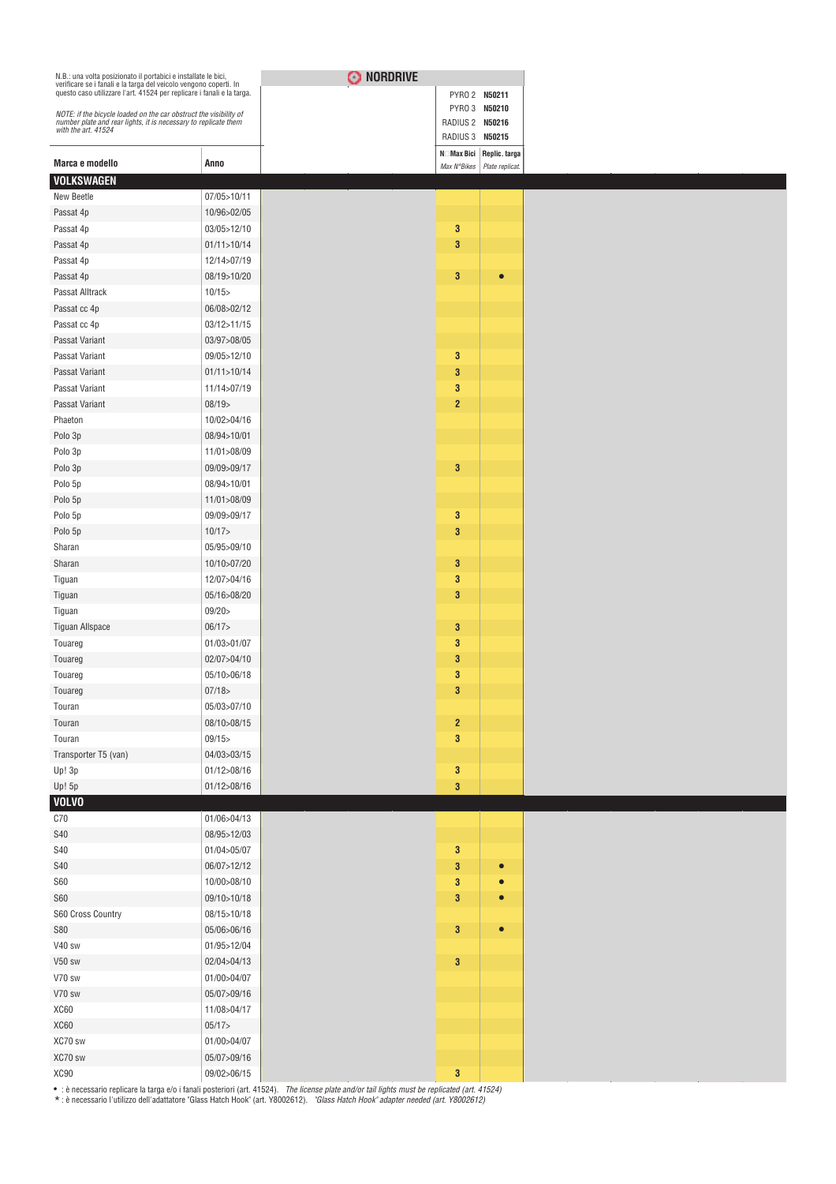N.B.: una volta posizionato il portabici e installate le bici, verificare se i fanali e la targa del veicolo vengono coperti. In questo caso utilizzare l'art. 41524 per replicare i fanali e la targa.

*NOTE: if the bicycle loaded on the car obstruct the visibility of number plate and rear lights, it is necessary to replicate them with the art. 41524*

**NORDRIVE**

PYRO 2 **N50211**
PYRO 3 **N50210**
RADIUS 2 **N50216**
RADIUS 3 **N50215**

| Marca e modello | Anno | N° Max Bici *Max N°Bikes* | Replic. targa *Plate replicat.* |
|---|---|---|---|
| **VOLKSWAGEN** | | | |
| New Beetle | 07/05>10/11 | | |
| Passat 4p | 10/96>02/05 | | |
| Passat 4p | 03/05>12/10 | 3 | |
| Passat 4p | 01/11>10/14 | 3 | |
| Passat 4p | 12/14>07/19 | | |
| Passat 4p | 08/19>10/20 | 3 | ● |
| Passat Alltrack | 10/15> | | |
| Passat cc 4p | 06/08>02/12 | | |
| Passat cc 4p | 03/12>11/15 | | |
| Passat Variant | 03/97>08/05 | | |
| Passat Variant | 09/05>12/10 | 3 | |
| Passat Variant | 01/11>10/14 | 3 | |
| Passat Variant | 11/14>07/19 | 3 | |
| Passat Variant | 08/19> | 2 | |
| Phaeton | 10/02>04/16 | | |
| Polo 3p | 08/94>10/01 | | |
| Polo 3p | 11/01>08/09 | | |
| Polo 3p | 09/09>09/17 | 3 | |
| Polo 5p | 08/94>10/01 | | |
| Polo 5p | 11/01>08/09 | | |
| Polo 5p | 09/09>09/17 | 3 | |
| Polo 5p | 10/17> | 3 | |
| Sharan | 05/95>09/10 | | |
| Sharan | 10/10>07/20 | 3 | |
| Tiguan | 12/07>04/16 | 3 | |
| Tiguan | 05/16>08/20 | 3 | |
| Tiguan | 09/20> | | |
| Tiguan Allspace | 06/17> | 3 | |
| Touareg | 01/03>01/07 | 3 | |
| Touareg | 02/07>04/10 | 3 | |
| Touareg | 05/10>06/18 | 3 | |
| Touareg | 07/18> | 3 | |
| Touran | 05/03>07/10 | | |
| Touran | 08/10>08/15 | 2 | |
| Touran | 09/15> | 3 | |
| Transporter T5 (van) | 04/03>03/15 | | |
| Up! 3p | 01/12>08/16 | 3 | |
| Up! 5p | 01/12>08/16 | 3 | |
| **VOLVO** | | | |
| C70 | 01/06>04/13 | | |
| S40 | 08/95>12/03 | | |
| S40 | 01/04>05/07 | 3 | |
| S40 | 06/07>12/12 | 3 | ● |
| S60 | 10/00>08/10 | 3 | ● |
| S60 | 09/10>10/18 | 3 | ● |
| S60 Cross Country | 08/15>10/18 | | |
| S80 | 05/06>06/16 | 3 | ● |
| V40 sw | 01/95>12/04 | | |
| V50 sw | 02/04>04/13 | 3 | |
| V70 sw | 01/00>04/07 | | |
| V70 sw | 05/07>09/16 | | |
| XC60 | 11/08>04/17 | | |
| XC60 | 05/17> | | |
| XC70 sw | 01/00>04/07 | | |
| XC70 sw | 05/07>09/16 | | |
| XC90 | 09/02>06/15 | 3 | |

● : è necessario replicare la targa e/o i fanali posteriori (art. 41524). *The license plate and/or tail lights must be replicated (art. 41524)*
* : è necessario l'utilizzo dell'adattatore "Glass Hatch Hook" (art. Y8002612). *"Glass Hatch Hook" adapter needed (art. Y8002612)*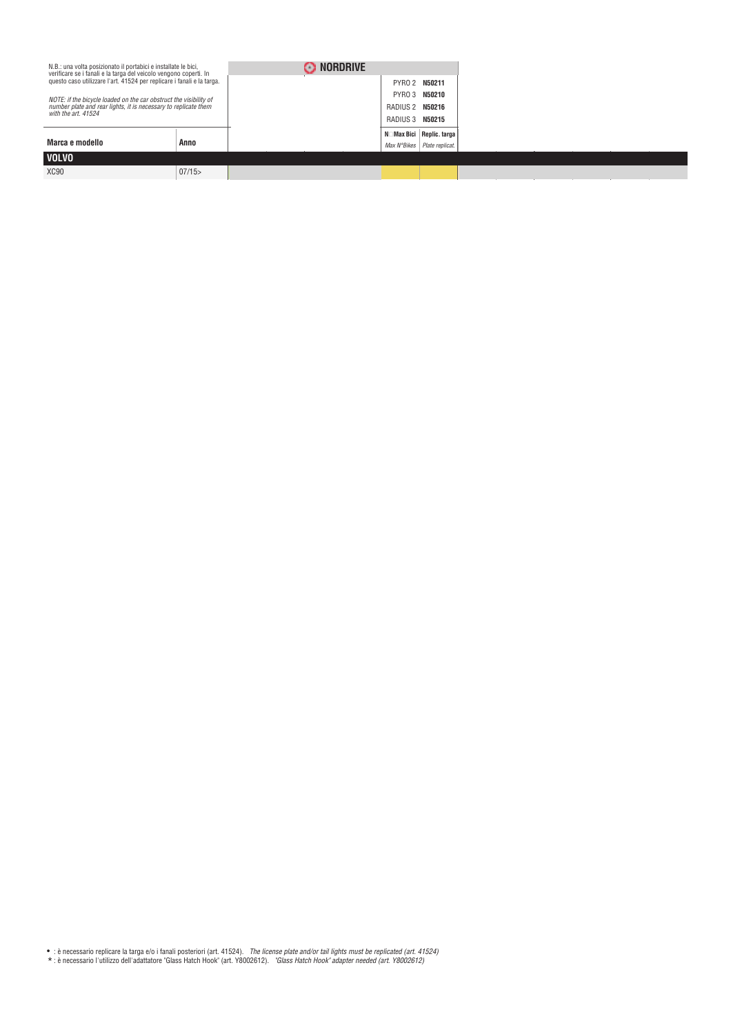N.B.: una volta posizionato il portabici e installate le bici, verificare se i fanali e la targa del veicolo vengono coperti. In questo caso utilizzare l'art. 41524 per replicare i fanali e la targa.

*NOTE: if the bicycle loaded on the car obstruct the visibility of number plate and rear lights, it is necessary to replicate them with the art. 41524*

| | | NORDRIVE | | |
|---|---|---|---|---|
| | | | PYRO 2 **N50211** | |
| | | | PYRO 3 **N50210** | |
| | | | RADIUS 2 **N50216** | |
| | | | RADIUS 3 **N50215** | |
| **Marca e modello** | **Anno** | | **N° Max Bici** *Max N°Bikes* | **Replic. targa** *Plate replicat.* |
| **VOLVO** | | | | |
| XC90 | 07/15> | | | |

• : è necessario replicare la targa e/o i fanali posteriori (art. 41524). *The license plate and/or tail lights must be replicated (art. 41524)*
* : è necessario l'utilizzo dell'adattatore "Glass Hatch Hook" (art. Y8002612). *"Glass Hatch Hook" adapter needed (art. Y8002612)*